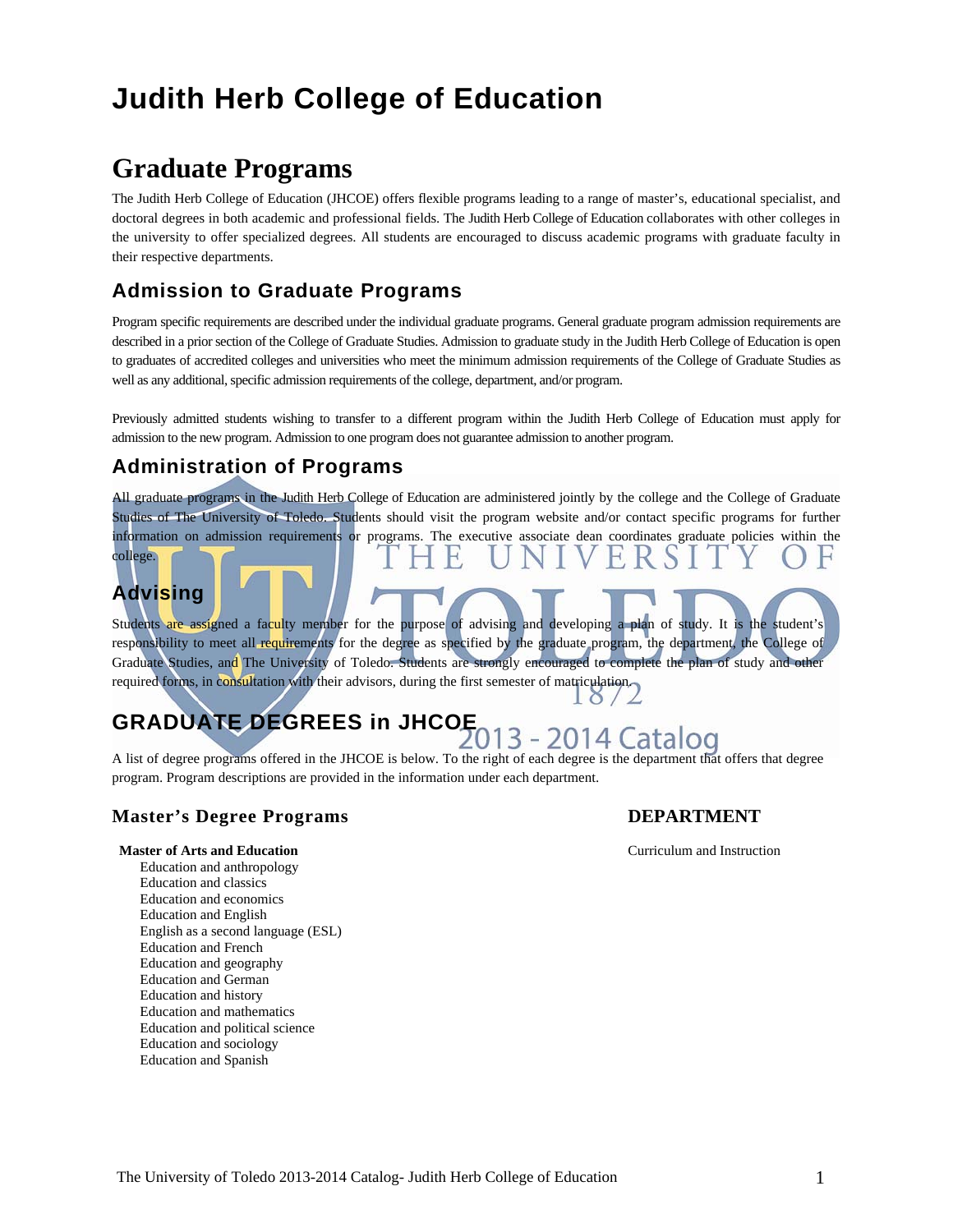# Judith Herb College of Education

## Graduate Programs

The Judith Herb College of Education (JHCOE) offers flexible programs leading to a range of master's, educational specialist, and doctoral degrees in both academic and professional fields. The Judith Herb College of Education collaborates with other colleges in the university to offer specialized degrees. All students are encouraged to discuss academic programs with graduate faculty in their respective departments.

### Admission to Graduate Programs

Program specific requirements are described under the individual graduate programs. General graduate program admission requirements are described in a prior section of the College of Graduate Studies. Admission to graduate study in the Judith Herb College of Education is open to graduates of accredited colleges and universities who meet the minimum admission requirements of the College of Graduate Studies as well as any additional, specific admission requirements of the college, department, and/or program.

Previously admitted students wishing to transfer to a different program within the Judith Herb College of Education must apply for admission to the new program. Admission to one program does not guarantee admission to another program.

### Administration of Programs

All graduate programs in the Judith Herb College of Education are administered jointly by the college and the College of Graduate Studies of The University of Toledo. Students should visit the program website and/or contact specific programs for further information on admission requirements or programs. The executive associate dean coordinates graduate policies within the college.

### Advising

Students are assigned a faculty member for the purpose of advising and developing a plan of study. It is the student's responsibility to meet all requirements for the degree as specified by the graduate program, the department, the College of Graduate Studies, and The University of Toledo. Students are strongly encouraged to complete the plan of study and other required forms, in consultation with their advisors, during the first semester of matriculation.

### GRADUATE DEGREES in JHCOE

A list of degree programs offered in the JHCOE is below. To the right of each degree is the department that offers that degree program. Program descriptions are provided in the information under each department.

| Master's Degree Programs | DEPARTMENT |
|---|---|
| **Master of Arts and Education** | Curriculum and Instruction |
| Education and anthropology | |
| Education and classics | |
| Education and economics | |
| Education and English | |
| English as a second language (ESL) | |
| Education and French | |
| Education and geography | |
| Education and German | |
| Education and history | |
| Education and mathematics | |
| Education and political science | |
| Education and sociology | |
| Education and Spanish | |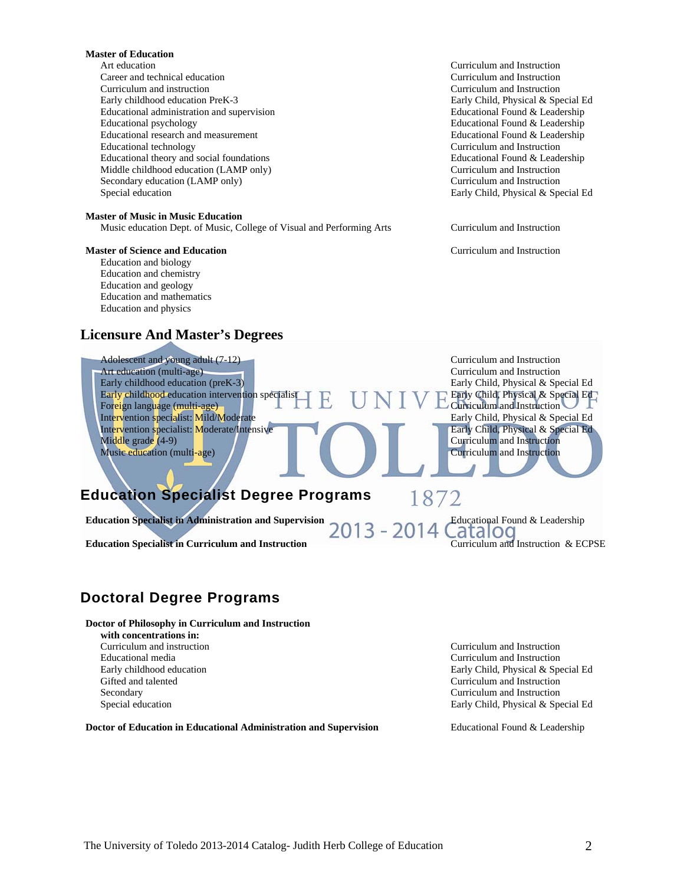**Master of Education**

| Program | Department |
|---|---|
| Art education | Curriculum and Instruction |
| Career and technical education | Curriculum and Instruction |
| Curriculum and instruction | Curriculum and Instruction |
| Early childhood education PreK-3 | Early Child, Physical & Special Ed |
| Educational administration and supervision | Educational Found & Leadership |
| Educational psychology | Educational Found & Leadership |
| Educational research and measurement | Educational Found & Leadership |
| Educational technology | Curriculum and Instruction |
| Educational theory and social foundations | Educational Found & Leadership |
| Middle childhood education (LAMP only) | Curriculum and Instruction |
| Secondary education (LAMP only) | Curriculum and Instruction |
| Special education | Early Child, Physical & Special Ed |

**Master of Music in Music Education**

| Program | Department |
|---|---|
| Music education Dept. of Music, College of Visual and Performing Arts | Curriculum and Instruction |

**Master of Science and Education** — Curriculum and Instruction

- Education and biology
- Education and chemistry
- Education and geology
- Education and mathematics
- Education and physics

## Licensure And Master's Degrees

| Program | Department |
|---|---|
| Adolescent and young adult (7-12) | Curriculum and Instruction |
| Art education (multi-age) | Curriculum and Instruction |
| Early childhood education (preK-3) | Early Child, Physical & Special Ed |
| Early childhood education intervention specialist | Early Child, Physical & Special Ed |
| Foreign language (multi-age) | Curriculum and Instruction |
| Intervention specialist: Mild/Moderate | Early Child, Physical & Special Ed |
| Intervention specialist: Moderate/Intensive | Early Child, Physical & Special Ed |
| Middle grade (4-9) | Curriculum and Instruction |
| Music education (multi-age) | Curriculum and Instruction |

## Education Specialist Degree Programs

| Program | Department |
|---|---|
| **Education Specialist in Administration and Supervision** | Educational Found & Leadership |
| **Education Specialist in Curriculum and Instruction** | Curriculum and Instruction & ECPSE |

## Doctoral Degree Programs

**Doctor of Philosophy in Curriculum and Instruction**
**with concentrations in:**

| Concentration | Department |
|---|---|
| Curriculum and instruction | Curriculum and Instruction |
| Educational media | Curriculum and Instruction |
| Early childhood education | Early Child, Physical & Special Ed |
| Gifted and talented | Curriculum and Instruction |
| Secondary | Curriculum and Instruction |
| Special education | Early Child, Physical & Special Ed |

| Program | Department |
|---|---|
| **Doctor of Education in Educational Administration and Supervision** | Educational Found & Leadership |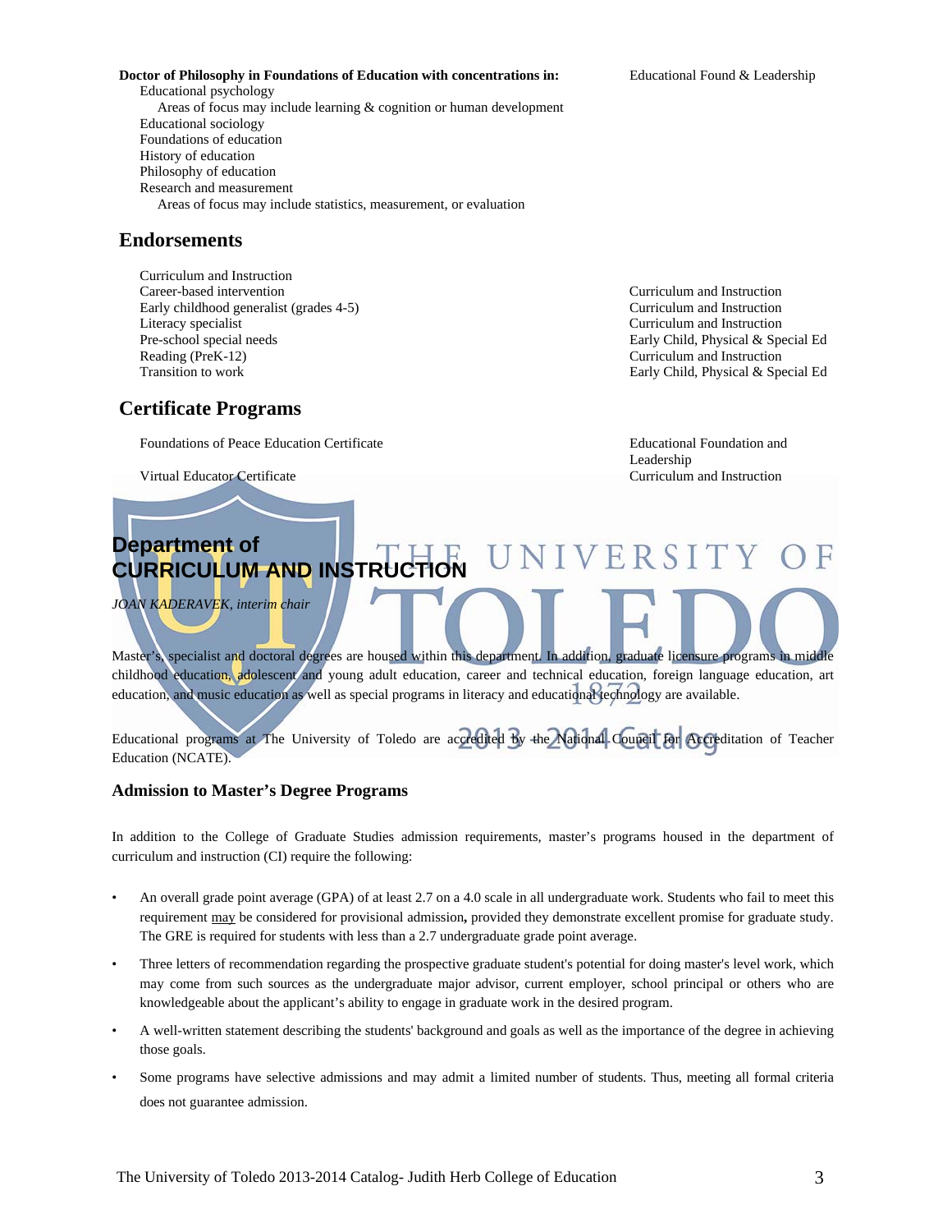| Program | Department |
|---|---|
| **Doctor of Philosophy in Foundations of Education with concentrations in:** | Educational Found & Leadership |
| Educational psychology | |
| Areas of focus may include learning & cognition or human development | |
| Educational sociology | |
| Foundations of education | |
| History of education | |
| Philosophy of education | |
| Research and measurement | |
| Areas of focus may include statistics, measurement, or evaluation | |

## Endorsements

| Endorsement | Department |
|---|---|
| Curriculum and Instruction | |
| Career-based intervention | Curriculum and Instruction |
| Early childhood generalist (grades 4-5) | Curriculum and Instruction |
| Literacy specialist | Curriculum and Instruction |
| Pre-school special needs | Early Child, Physical & Special Ed |
| Reading (PreK-12) | Curriculum and Instruction |
| Transition to work | Early Child, Physical & Special Ed |

## Certificate Programs

| Certificate | Department |
|---|---|
| Foundations of Peace Education Certificate | Educational Foundation and Leadership |
| Virtual Educator Certificate | Curriculum and Instruction |

## Department of CURRICULUM AND INSTRUCTION

*JOAN KADERAVEK, interim chair*

Master's, specialist and doctoral degrees are housed within this department. In addition, graduate licensure programs in middle childhood education, adolescent and young adult education, career and technical education, foreign language education, art education, and music education as well as special programs in literacy and educational technology are available.

Educational programs at The University of Toledo are accredited by the National Council for Accreditation of Teacher Education (NCATE).

### Admission to Master's Degree Programs

In addition to the College of Graduate Studies admission requirements, master's programs housed in the department of curriculum and instruction (CI) require the following:

- An overall grade point average (GPA) of at least 2.7 on a 4.0 scale in all undergraduate work. Students who fail to meet this requirement may be considered for provisional admission**,** provided they demonstrate excellent promise for graduate study. The GRE is required for students with less than a 2.7 undergraduate grade point average.
- Three letters of recommendation regarding the prospective graduate student's potential for doing master's level work, which may come from such sources as the undergraduate major advisor, current employer, school principal or others who are knowledgeable about the applicant's ability to engage in graduate work in the desired program.
- A well-written statement describing the students' background and goals as well as the importance of the degree in achieving those goals.
- Some programs have selective admissions and may admit a limited number of students. Thus, meeting all formal criteria does not guarantee admission.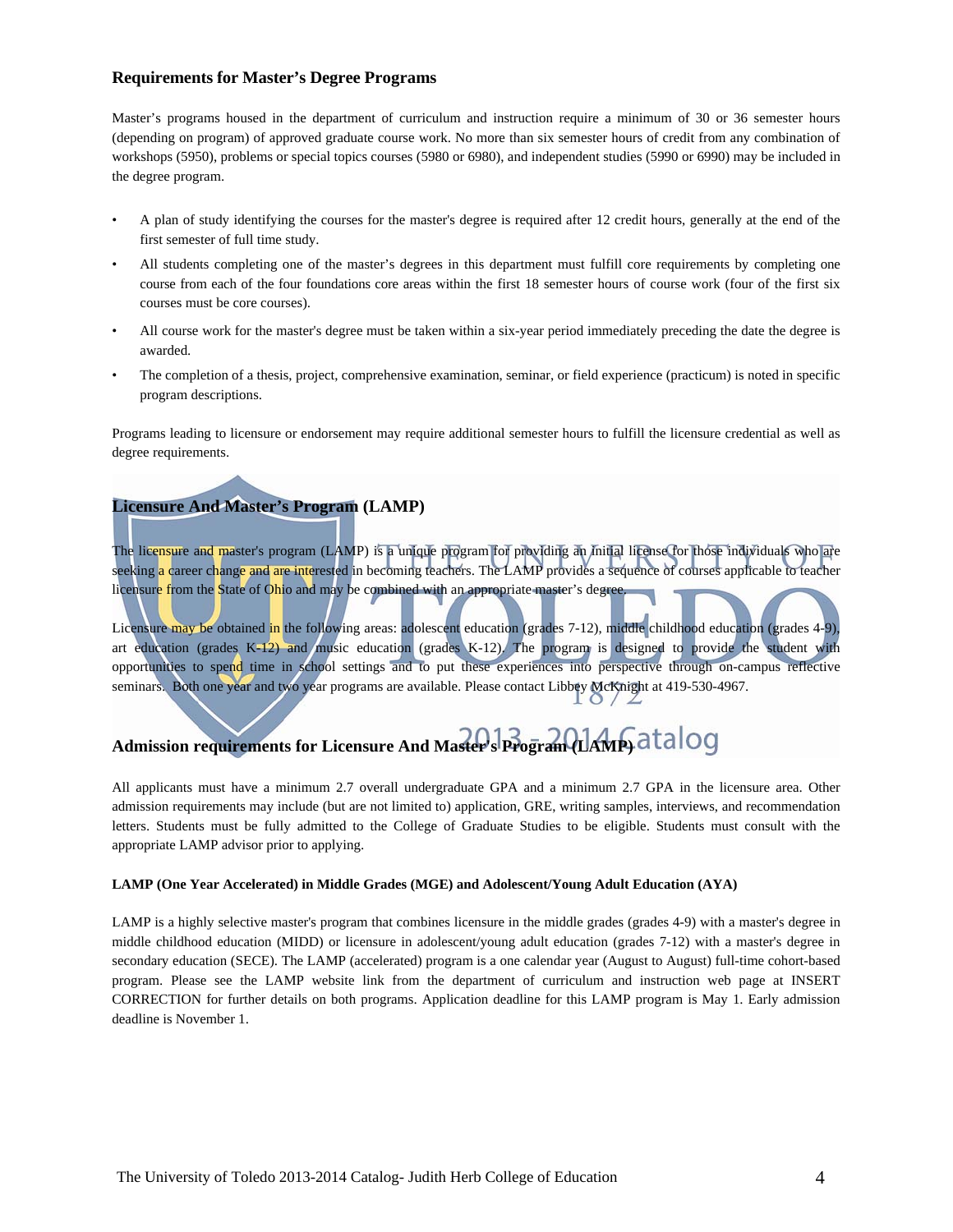## Requirements for Master's Degree Programs

Master's programs housed in the department of curriculum and instruction require a minimum of 30 or 36 semester hours (depending on program) of approved graduate course work. No more than six semester hours of credit from any combination of workshops (5950), problems or special topics courses (5980 or 6980), and independent studies (5990 or 6990) may be included in the degree program.

- A plan of study identifying the courses for the master's degree is required after 12 credit hours, generally at the end of the first semester of full time study.
- All students completing one of the master's degrees in this department must fulfill core requirements by completing one course from each of the four foundations core areas within the first 18 semester hours of course work (four of the first six courses must be core courses).
- All course work for the master's degree must be taken within a six-year period immediately preceding the date the degree is awarded.
- The completion of a thesis, project, comprehensive examination, seminar, or field experience (practicum) is noted in specific program descriptions.

Programs leading to licensure or endorsement may require additional semester hours to fulfill the licensure credential as well as degree requirements.

## Licensure And Master's Program (LAMP)

The licensure and master's program (LAMP) is a unique program for providing an initial license for those individuals who are seeking a career change and are interested in becoming teachers. The LAMP provides a sequence of courses applicable to teacher licensure from the State of Ohio and may be combined with an appropriate master's degree.

Licensure may be obtained in the following areas: adolescent education (grades 7-12), middle childhood education (grades 4-9), art education (grades K-12) and music education (grades K-12). The program is designed to provide the student with opportunities to spend time in school settings and to put these experiences into perspective through on-campus reflective seminars. Both one year and two year programs are available. Please contact Libbey McKnight at 419-530-4967.

## Admission requirements for Licensure And Master's Program (LAMP)

All applicants must have a minimum 2.7 overall undergraduate GPA and a minimum 2.7 GPA in the licensure area. Other admission requirements may include (but are not limited to) application, GRE, writing samples, interviews, and recommendation letters. Students must be fully admitted to the College of Graduate Studies to be eligible. Students must consult with the appropriate LAMP advisor prior to applying.

#### LAMP (One Year Accelerated) in Middle Grades (MGE) and Adolescent/Young Adult Education (AYA)

LAMP is a highly selective master's program that combines licensure in the middle grades (grades 4-9) with a master's degree in middle childhood education (MIDD) or licensure in adolescent/young adult education (grades 7-12) with a master's degree in secondary education (SECE). The LAMP (accelerated) program is a one calendar year (August to August) full-time cohort-based program. Please see the LAMP website link from the department of curriculum and instruction web page at INSERT CORRECTION for further details on both programs. Application deadline for this LAMP program is May 1. Early admission deadline is November 1.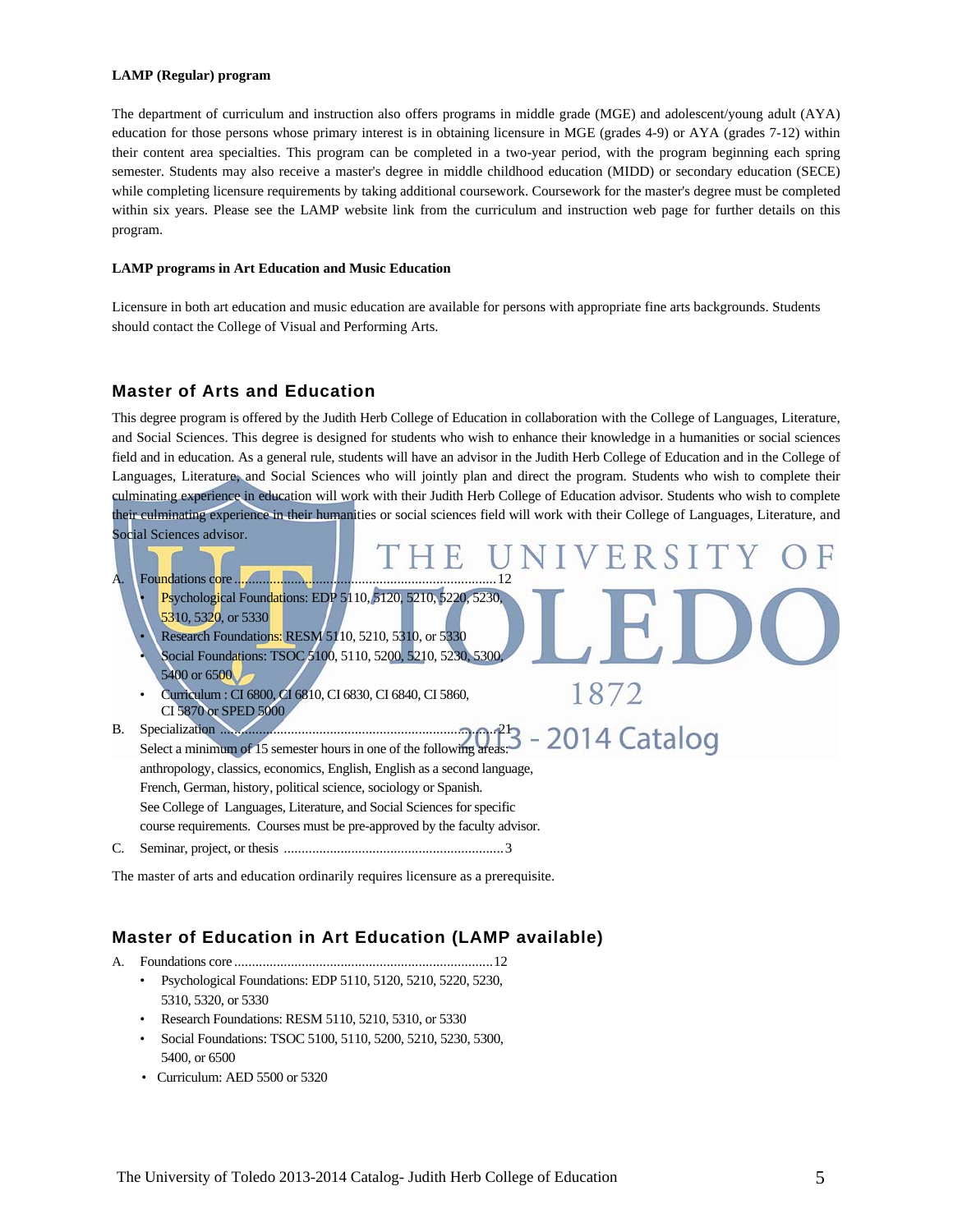**LAMP (Regular) program**

The department of curriculum and instruction also offers programs in middle grade (MGE) and adolescent/young adult (AYA) education for those persons whose primary interest is in obtaining licensure in MGE (grades 4-9) or AYA (grades 7-12) within their content area specialties. This program can be completed in a two-year period, with the program beginning each spring semester. Students may also receive a master's degree in middle childhood education (MIDD) or secondary education (SECE) while completing licensure requirements by taking additional coursework. Coursework for the master's degree must be completed within six years. Please see the LAMP website link from the curriculum and instruction web page for further details on this program.

**LAMP programs in Art Education and Music Education**

Licensure in both art education and music education are available for persons with appropriate fine arts backgrounds. Students should contact the College of Visual and Performing Arts.

## Master of Arts and Education

This degree program is offered by the Judith Herb College of Education in collaboration with the College of Languages, Literature, and Social Sciences. This degree is designed for students who wish to enhance their knowledge in a humanities or social sciences field and in education. As a general rule, students will have an advisor in the Judith Herb College of Education and in the College of Languages, Literature, and Social Sciences who will jointly plan and direct the program. Students who wish to complete their culminating experience in education will work with their Judith Herb College of Education advisor. Students who wish to complete their culminating experience in their humanities or social sciences field will work with their College of Languages, Literature, and Social Sciences advisor.

A. Foundations core ........................................................................12
   - Psychological Foundations: EDP 5110, 5120, 5210, 5220, 5230, 5310, 5320, or 5330
   - Research Foundations: RESM 5110, 5210, 5310, or 5330
   - Social Foundations: TSOC 5100, 5110, 5200, 5210, 5230, 5300, 5400 or 6500
   - Curriculum : CI 6800, CI 6810, CI 6830, CI 6840, CI 5860, CI 5870 or SPED 5000

B. Specialization ..........................................................................21
   Select a minimum of 15 semester hours in one of the following areas: anthropology, classics, economics, English, English as a second language, French, German, history, political science, sociology or Spanish.
   See College of Languages, Literature, and Social Sciences for specific course requirements. Courses must be pre-approved by the faculty advisor.

C. Seminar, project, or thesis ..............................................................3

The master of arts and education ordinarily requires licensure as a prerequisite.

## Master of Education in Art Education (LAMP available)

A. Foundations core ........................................................................12
   - Psychological Foundations: EDP 5110, 5120, 5210, 5220, 5230, 5310, 5320, or 5330
   - Research Foundations: RESM 5110, 5210, 5310, or 5330
   - Social Foundations: TSOC 5100, 5110, 5200, 5210, 5230, 5300, 5400, or 6500
   - Curriculum: AED 5500 or 5320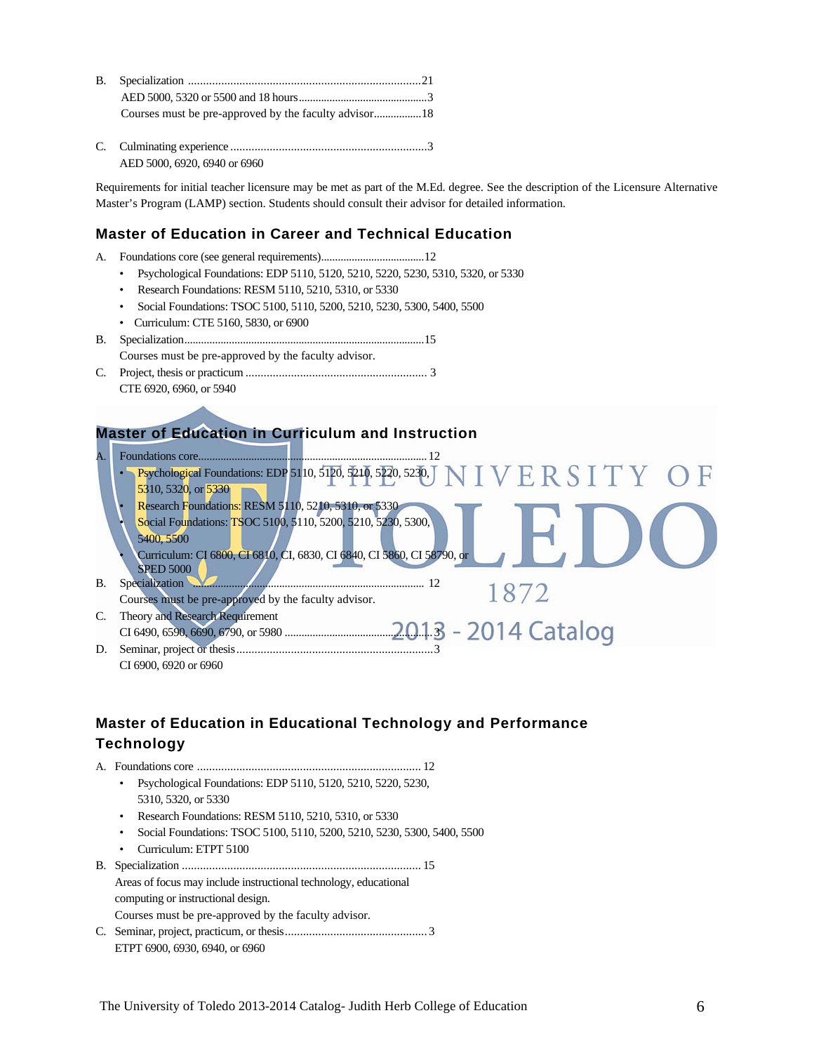B. Specialization ............................................................................21
AED 5000, 5320 or 5500 and 18 hours..............................................3
Courses must be pre-approved by the faculty advisor.................18

C. Culminating experience ................................................................3
AED 5000, 6920, 6940 or 6960

Requirements for initial teacher licensure may be met as part of the M.Ed. degree. See the description of the Licensure Alternative Master's Program (LAMP) section. Students should consult their advisor for detailed information.

## Master of Education in Career and Technical Education

A. Foundations core (see general requirements)....................................12
- Psychological Foundations: EDP 5110, 5120, 5210, 5220, 5230, 5310, 5320, or 5330
- Research Foundations: RESM 5110, 5210, 5310, or 5330
- Social Foundations: TSOC 5100, 5110, 5200, 5210, 5230, 5300, 5400, 5500
- Curriculum: CTE 5160, 5830, or 6900

B. Specialization....................................................................................15
Courses must be pre-approved by the faculty advisor.

C. Project, thesis or practicum ........................................................... 3
CTE 6920, 6960, or 5940

## Master of Education in Curriculum and Instruction

A. Foundations core............................................................................... 12
- Psychological Foundations: EDP 5110, 5120, 5210, 5220, 5230, 5310, 5320, or 5330
- Research Foundations: RESM 5110, 5210, 5310, or 5330
- Social Foundations: TSOC 5100, 5110, 5200, 5210, 5230, 5300, 5400, 5500
- Curriculum: CI 6800, CI 6810, CI, 6830, CI 6840, CI 5860, CI 58790, or SPED 5000

B. Specialization ................................................................................ 12
Courses must be pre-approved by the faculty advisor.

C. Theory and Research Requirement
CI 6490, 6590, 6690, 6790, or 5980 ..................................................3

D. Seminar, project or thesis................................................................3
CI 6900, 6920 or 6960

## Master of Education in Educational Technology and Performance Technology

A. Foundations core ......................................................................... 12
- Psychological Foundations: EDP 5110, 5120, 5210, 5220, 5230, 5310, 5320, or 5330
- Research Foundations: RESM 5110, 5210, 5310, or 5330
- Social Foundations: TSOC 5100, 5110, 5200, 5210, 5230, 5300, 5400, 5500
- Curriculum: ETPT 5100

B. Specialization ............................................................................. 15
Areas of focus may include instructional technology, educational computing or instructional design.
Courses must be pre-approved by the faculty advisor.

C. Seminar, project, practicum, or thesis...............................................3
ETPT 6900, 6930, 6940, or 6960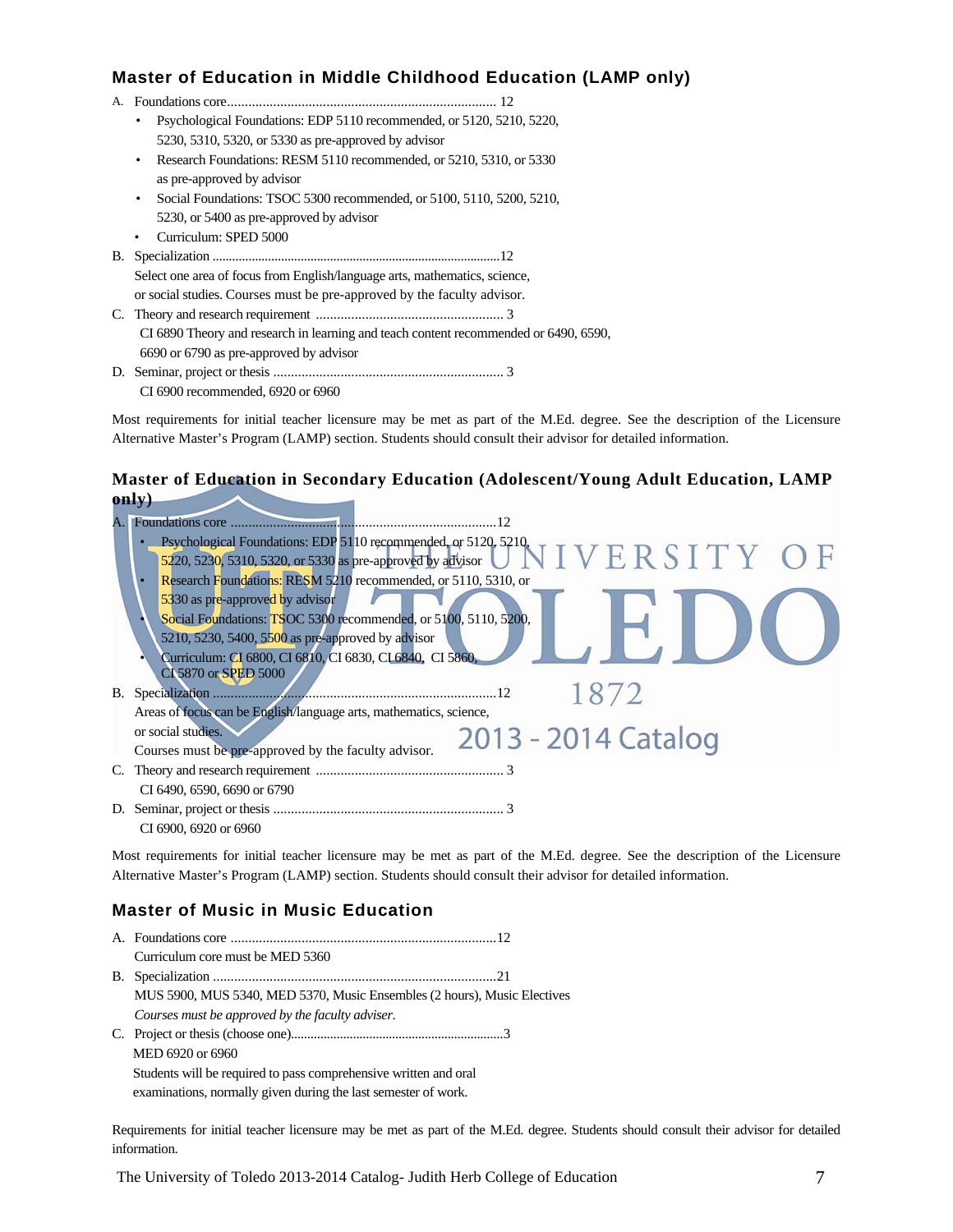### Master of Education in Middle Childhood Education (LAMP only)

A. Foundations core............................................................................ 12
- Psychological Foundations: EDP 5110 recommended, or 5120, 5210, 5220, 5230, 5310, 5320, or 5330 as pre-approved by advisor
- Research Foundations: RESM 5110 recommended, or 5210, 5310, or 5330 as pre-approved by advisor
- Social Foundations: TSOC 5300 recommended, or 5100, 5110, 5200, 5210, 5230, or 5400 as pre-approved by advisor
- Curriculum: SPED 5000

B. Specialization .......................................................................................12
Select one area of focus from English/language arts, mathematics, science, or social studies. Courses must be pre-approved by the faculty advisor.

C. Theory and research requirement ..................................................... 3
CI 6890 Theory and research in learning and teach content recommended or 6490, 6590, 6690 or 6790 as pre-approved by advisor

D. Seminar, project or thesis ................................................................. 3
CI 6900 recommended, 6920 or 6960

Most requirements for initial teacher licensure may be met as part of the M.Ed. degree. See the description of the Licensure Alternative Master's Program (LAMP) section. Students should consult their advisor for detailed information.

### Master of Education in Secondary Education (Adolescent/Young Adult Education, LAMP only)

A. Foundations core ............................................................................12
- Psychological Foundations: EDP 5110 recommended, or 5120, 5210, 5220, 5230, 5310, 5320, or 5330 as pre-approved by advisor
- Research Foundations: RESM 5210 recommended, or 5110, 5310, or 5330 as pre-approved by advisor
- Social Foundations: TSOC 5300 recommended, or 5100, 5110, 5200, 5210, 5230, 5400, 5500 as pre-approved by advisor
- Curriculum: CI 6800, CI 6810, CI 6830, CI 6840, CI 5860, CI 5870 or SPED 5000

B. Specialization ................................................................................12
Areas of focus can be English/language arts, mathematics, science, or social studies.
Courses must be pre-approved by the faculty advisor.

C. Theory and research requirement ..................................................... 3
CI 6490, 6590, 6690 or 6790

D. Seminar, project or thesis ................................................................. 3
CI 6900, 6920 or 6960

Most requirements for initial teacher licensure may be met as part of the M.Ed. degree. See the description of the Licensure Alternative Master's Program (LAMP) section. Students should consult their advisor for detailed information.

### Master of Music in Music Education

A. Foundations core ............................................................................12
Curriculum core must be MED 5360

B. Specialization ................................................................................21
MUS 5900, MUS 5340, MED 5370, Music Ensembles (2 hours), Music Electives
*Courses must be approved by the faculty adviser.*

C. Project or thesis (choose one)...............................................................3
MED 6920 or 6960
Students will be required to pass comprehensive written and oral examinations, normally given during the last semester of work.

Requirements for initial teacher licensure may be met as part of the M.Ed. degree. Students should consult their advisor for detailed information.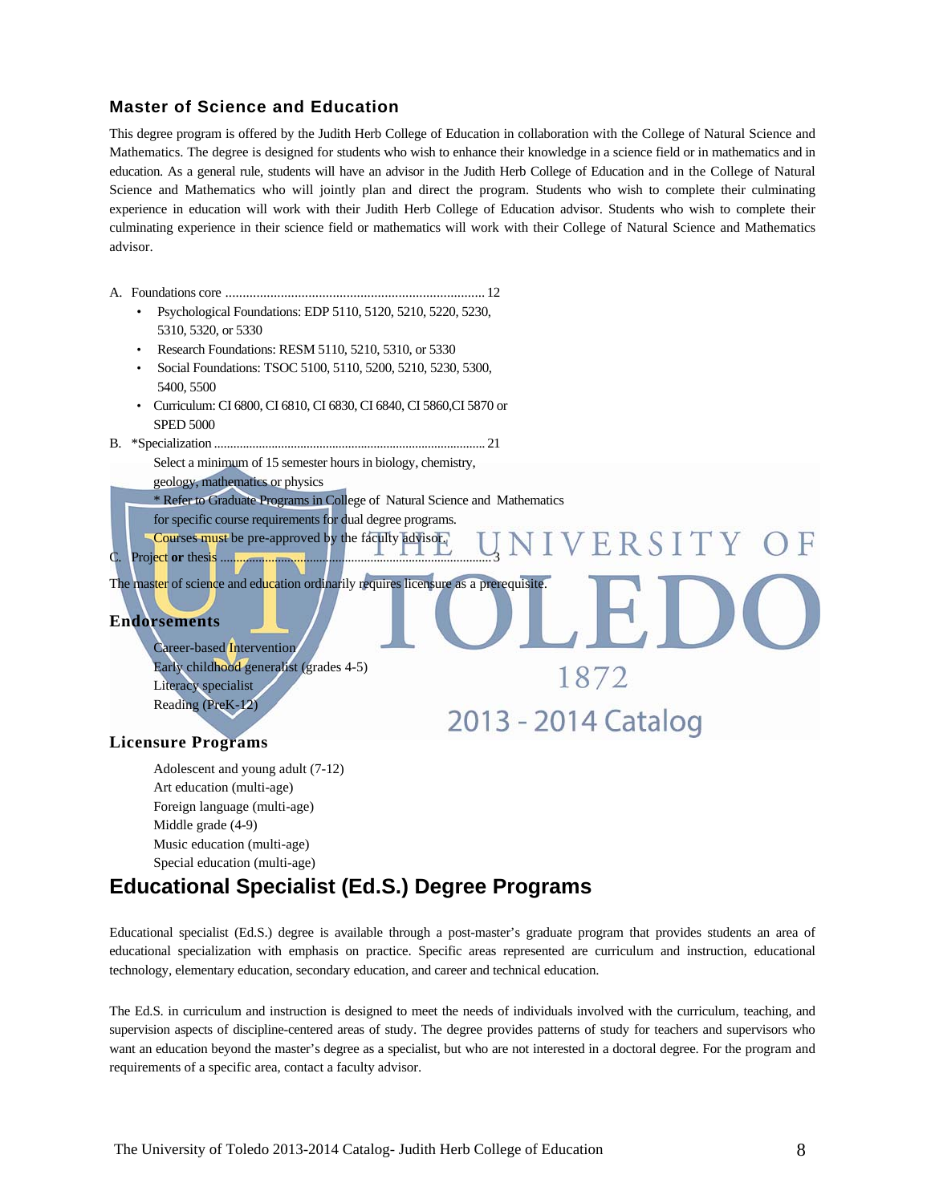### Master of Science and Education

This degree program is offered by the Judith Herb College of Education in collaboration with the College of Natural Science and Mathematics. The degree is designed for students who wish to enhance their knowledge in a science field or in mathematics and in education. As a general rule, students will have an advisor in the Judith Herb College of Education and in the College of Natural Science and Mathematics who will jointly plan and direct the program. Students who wish to complete their culminating experience in education will work with their Judith Herb College of Education advisor. Students who wish to complete their culminating experience in their science field or mathematics will work with their College of Natural Science and Mathematics advisor.

A. Foundations core ............................................................................ 12
  - Psychological Foundations: EDP 5110, 5120, 5210, 5220, 5230, 5310, 5320, or 5330
  - Research Foundations: RESM 5110, 5210, 5310, or 5330
  - Social Foundations: TSOC 5100, 5110, 5200, 5210, 5230, 5300, 5400, 5500
  - Curriculum: CI 6800, CI 6810, CI 6830, CI 6840, CI 5860,CI 5870 or SPED 5000

B. *Specialization ............................................................................ 21

Select a minimum of 15 semester hours in biology, chemistry, geology, mathematics or physics

* Refer to Graduate Programs in College of Natural Science and Mathematics for specific course requirements for dual degree programs.

Courses must be pre-approved by the faculty advisor.

C. Project **or** thesis ............................................................................ 3

The master of science and education ordinarily requires licensure as a prerequisite.

### Endorsements

Career-based Intervention
Early childhood generalist (grades 4-5)
Literacy specialist
Reading (PreK-12)

### Licensure Programs

Adolescent and young adult (7-12)
Art education (multi-age)
Foreign language (multi-age)
Middle grade (4-9)
Music education (multi-age)
Special education (multi-age)

## Educational Specialist (Ed.S.) Degree Programs

Educational specialist (Ed.S.) degree is available through a post-master's graduate program that provides students an area of educational specialization with emphasis on practice. Specific areas represented are curriculum and instruction, educational technology, elementary education, secondary education, and career and technical education.

The Ed.S. in curriculum and instruction is designed to meet the needs of individuals involved with the curriculum, teaching, and supervision aspects of discipline-centered areas of study. The degree provides patterns of study for teachers and supervisors who want an education beyond the master's degree as a specialist, but who are not interested in a doctoral degree. For the program and requirements of a specific area, contact a faculty advisor.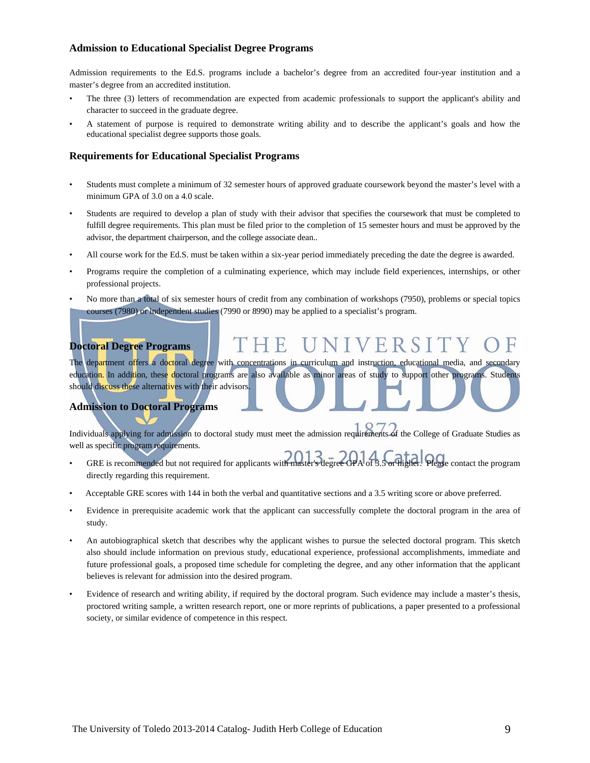### Admission to Educational Specialist Degree Programs

Admission requirements to the Ed.S. programs include a bachelor's degree from an accredited four-year institution and a master's degree from an accredited institution.

- The three (3) letters of recommendation are expected from academic professionals to support the applicant's ability and character to succeed in the graduate degree.
- A statement of purpose is required to demonstrate writing ability and to describe the applicant's goals and how the educational specialist degree supports those goals.

### Requirements for Educational Specialist Programs

- Students must complete a minimum of 32 semester hours of approved graduate coursework beyond the master's level with a minimum GPA of 3.0 on a 4.0 scale.
- Students are required to develop a plan of study with their advisor that specifies the coursework that must be completed to fulfill degree requirements. This plan must be filed prior to the completion of 15 semester hours and must be approved by the advisor, the department chairperson, and the college associate dean..
- All course work for the Ed.S. must be taken within a six-year period immediately preceding the date the degree is awarded.
- Programs require the completion of a culminating experience, which may include field experiences, internships, or other professional projects.
- No more than a total of six semester hours of credit from any combination of workshops (7950), problems or special topics courses (7980) or independent studies (7990 or 8990) may be applied to a specialist's program.

### Doctoral Degree Programs

The department offers a doctoral degree with concentrations in curriculum and instruction, educational media, and secondary education. In addition, these doctoral programs are also available as minor areas of study to support other programs. Students should discuss these alternatives with their advisors.

### Admission to Doctoral Programs

Individuals applying for admission to doctoral study must meet the admission requirements of the College of Graduate Studies as well as specific program requirements.

- GRE is recommended but not required for applicants with master's degree GPA of 3.5 or higher. Please contact the program directly regarding this requirement.
- Acceptable GRE scores with 144 in both the verbal and quantitative sections and a 3.5 writing score or above preferred.
- Evidence in prerequisite academic work that the applicant can successfully complete the doctoral program in the area of study.
- An autobiographical sketch that describes why the applicant wishes to pursue the selected doctoral program. This sketch also should include information on previous study, educational experience, professional accomplishments, immediate and future professional goals, a proposed time schedule for completing the degree, and any other information that the applicant believes is relevant for admission into the desired program.
- Evidence of research and writing ability, if required by the doctoral program. Such evidence may include a master's thesis, proctored writing sample, a written research report, one or more reprints of publications, a paper presented to a professional society, or similar evidence of competence in this respect.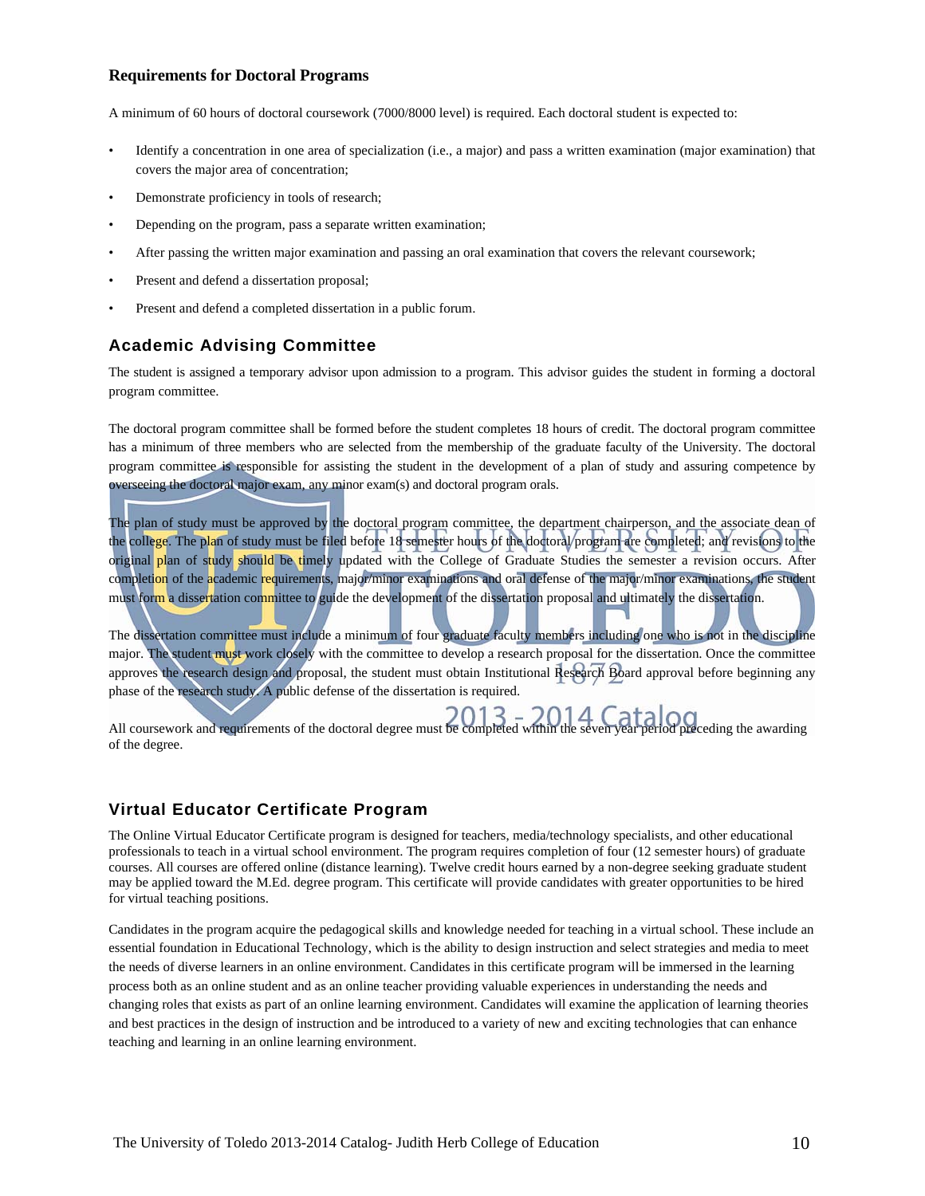### Requirements for Doctoral Programs

A minimum of 60 hours of doctoral coursework (7000/8000 level) is required. Each doctoral student is expected to:

- Identify a concentration in one area of specialization (i.e., a major) and pass a written examination (major examination) that covers the major area of concentration;
- Demonstrate proficiency in tools of research;
- Depending on the program, pass a separate written examination;
- After passing the written major examination and passing an oral examination that covers the relevant coursework;
- Present and defend a dissertation proposal;
- Present and defend a completed dissertation in a public forum.

### Academic Advising Committee

The student is assigned a temporary advisor upon admission to a program. This advisor guides the student in forming a doctoral program committee.

The doctoral program committee shall be formed before the student completes 18 hours of credit. The doctoral program committee has a minimum of three members who are selected from the membership of the graduate faculty of the University. The doctoral program committee is responsible for assisting the student in the development of a plan of study and assuring competence by overseeing the doctoral major exam, any minor exam(s) and doctoral program orals.

The plan of study must be approved by the doctoral program committee, the department chairperson, and the associate dean of the college. The plan of study must be filed before 18 semester hours of the doctoral program are completed; and revisions to the original plan of study should be timely updated with the College of Graduate Studies the semester a revision occurs. After completion of the academic requirements, major/minor examinations and oral defense of the major/minor examinations, the student must form a dissertation committee to guide the development of the dissertation proposal and ultimately the dissertation.

The dissertation committee must include a minimum of four graduate faculty members including one who is not in the discipline major. The student must work closely with the committee to develop a research proposal for the dissertation. Once the committee approves the research design and proposal, the student must obtain Institutional Research Board approval before beginning any phase of the research study. A public defense of the dissertation is required.

All coursework and requirements of the doctoral degree must be completed within the seven year period preceding the awarding of the degree.

### Virtual Educator Certificate Program

The Online Virtual Educator Certificate program is designed for teachers, media/technology specialists, and other educational professionals to teach in a virtual school environment. The program requires completion of four (12 semester hours) of graduate courses. All courses are offered online (distance learning). Twelve credit hours earned by a non-degree seeking graduate student may be applied toward the M.Ed. degree program. This certificate will provide candidates with greater opportunities to be hired for virtual teaching positions.

Candidates in the program acquire the pedagogical skills and knowledge needed for teaching in a virtual school. These include an essential foundation in Educational Technology, which is the ability to design instruction and select strategies and media to meet the needs of diverse learners in an online environment. Candidates in this certificate program will be immersed in the learning process both as an online student and as an online teacher providing valuable experiences in understanding the needs and changing roles that exists as part of an online learning environment. Candidates will examine the application of learning theories and best practices in the design of instruction and be introduced to a variety of new and exciting technologies that can enhance teaching and learning in an online learning environment.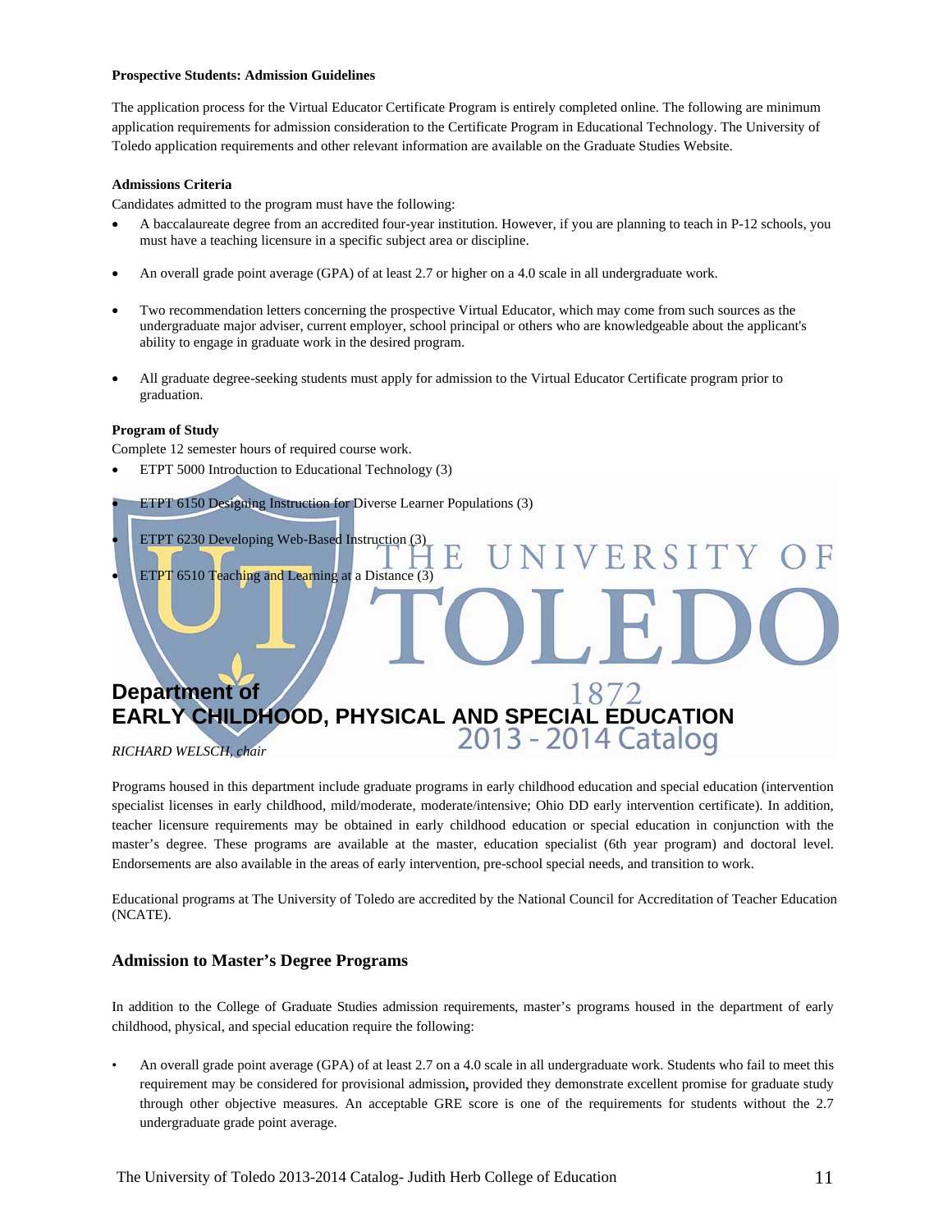**Prospective Students: Admission Guidelines**

The application process for the Virtual Educator Certificate Program is entirely completed online. The following are minimum application requirements for admission consideration to the Certificate Program in Educational Technology. The University of Toledo application requirements and other relevant information are available on the Graduate Studies Website.

**Admissions Criteria**

Candidates admitted to the program must have the following:

- A baccalaureate degree from an accredited four-year institution. However, if you are planning to teach in P-12 schools, you must have a teaching licensure in a specific subject area or discipline.
- An overall grade point average (GPA) of at least 2.7 or higher on a 4.0 scale in all undergraduate work.
- Two recommendation letters concerning the prospective Virtual Educator, which may come from such sources as the undergraduate major adviser, current employer, school principal or others who are knowledgeable about the applicant's ability to engage in graduate work in the desired program.
- All graduate degree-seeking students must apply for admission to the Virtual Educator Certificate program prior to graduation.

**Program of Study**

Complete 12 semester hours of required course work.

- ETPT 5000 Introduction to Educational Technology (3)
- ETPT 6150 Designing Instruction for Diverse Learner Populations (3)
- ETPT 6230 Developing Web-Based Instruction (3)
- ETPT 6510 Teaching and Learning at a Distance (3)

# Department of EARLY CHILDHOOD, PHYSICAL AND SPECIAL EDUCATION

*RICHARD WELSCH, chair*

Programs housed in this department include graduate programs in early childhood education and special education (intervention specialist licenses in early childhood, mild/moderate, moderate/intensive; Ohio DD early intervention certificate). In addition, teacher licensure requirements may be obtained in early childhood education or special education in conjunction with the master's degree. These programs are available at the master, education specialist (6th year program) and doctoral level. Endorsements are also available in the areas of early intervention, pre-school special needs, and transition to work.

Educational programs at The University of Toledo are accredited by the National Council for Accreditation of Teacher Education (NCATE).

### Admission to Master's Degree Programs

In addition to the College of Graduate Studies admission requirements, master's programs housed in the department of early childhood, physical, and special education require the following:

- An overall grade point average (GPA) of at least 2.7 on a 4.0 scale in all undergraduate work. Students who fail to meet this requirement may be considered for provisional admission**,** provided they demonstrate excellent promise for graduate study through other objective measures. An acceptable GRE score is one of the requirements for students without the 2.7 undergraduate grade point average.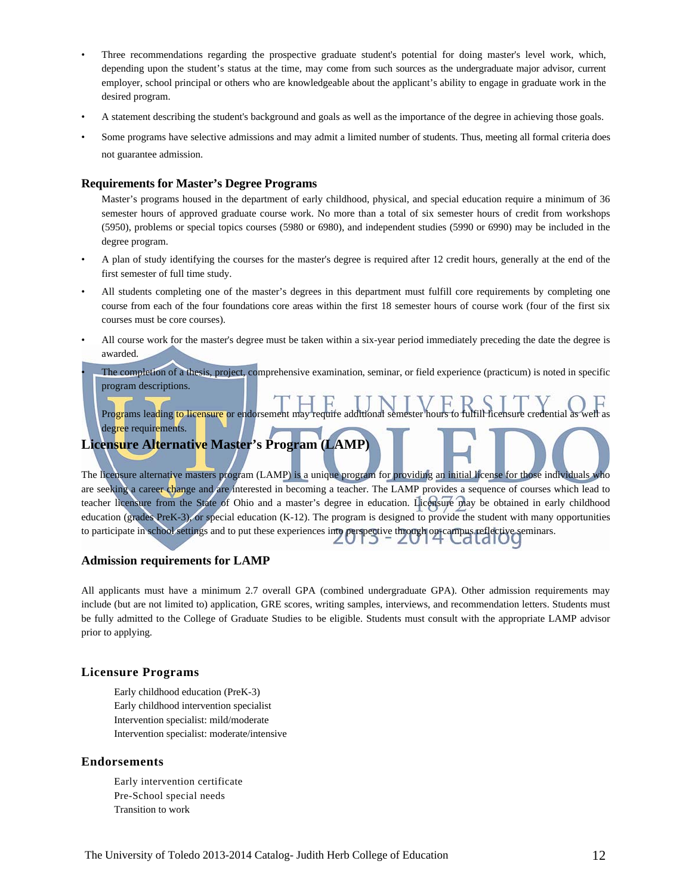- Three recommendations regarding the prospective graduate student's potential for doing master's level work, which, depending upon the student's status at the time, may come from such sources as the undergraduate major advisor, current employer, school principal or others who are knowledgeable about the applicant's ability to engage in graduate work in the desired program.
- A statement describing the student's background and goals as well as the importance of the degree in achieving those goals.
- Some programs have selective admissions and may admit a limited number of students. Thus, meeting all formal criteria does not guarantee admission.

### Requirements for Master's Degree Programs

Master's programs housed in the department of early childhood, physical, and special education require a minimum of 36 semester hours of approved graduate course work. No more than a total of six semester hours of credit from workshops (5950), problems or special topics courses (5980 or 6980), and independent studies (5990 or 6990) may be included in the degree program.

- A plan of study identifying the courses for the master's degree is required after 12 credit hours, generally at the end of the first semester of full time study.
- All students completing one of the master's degrees in this department must fulfill core requirements by completing one course from each of the four foundations core areas within the first 18 semester hours of course work (four of the first six courses must be core courses).
- All course work for the master's degree must be taken within a six-year period immediately preceding the date the degree is awarded.
- The completion of a thesis, project, comprehensive examination, seminar, or field experience (practicum) is noted in specific program descriptions.

Programs leading to licensure or endorsement may require additional semester hours to fulfill licensure credential as well as degree requirements.

### Licensure Alternative Master's Program (LAMP)

The licensure alternative masters program (LAMP) is a unique program for providing an initial license for those individuals who are seeking a career change and are interested in becoming a teacher. The LAMP provides a sequence of courses which lead to teacher licensure from the State of Ohio and a master's degree in education. Licensure may be obtained in early childhood education (grades PreK-3), or special education (K-12). The program is designed to provide the student with many opportunities to participate in school settings and to put these experiences into perspective through on-campus reflective seminars.

### Admission requirements for LAMP

All applicants must have a minimum 2.7 overall GPA (combined undergraduate GPA). Other admission requirements may include (but are not limited to) application, GRE scores, writing samples, interviews, and recommendation letters. Students must be fully admitted to the College of Graduate Studies to be eligible. Students must consult with the appropriate LAMP advisor prior to applying.

### Licensure Programs

Early childhood education (PreK-3)
Early childhood intervention specialist
Intervention specialist: mild/moderate
Intervention specialist: moderate/intensive

### Endorsements

Early intervention certificate
Pre-School special needs
Transition to work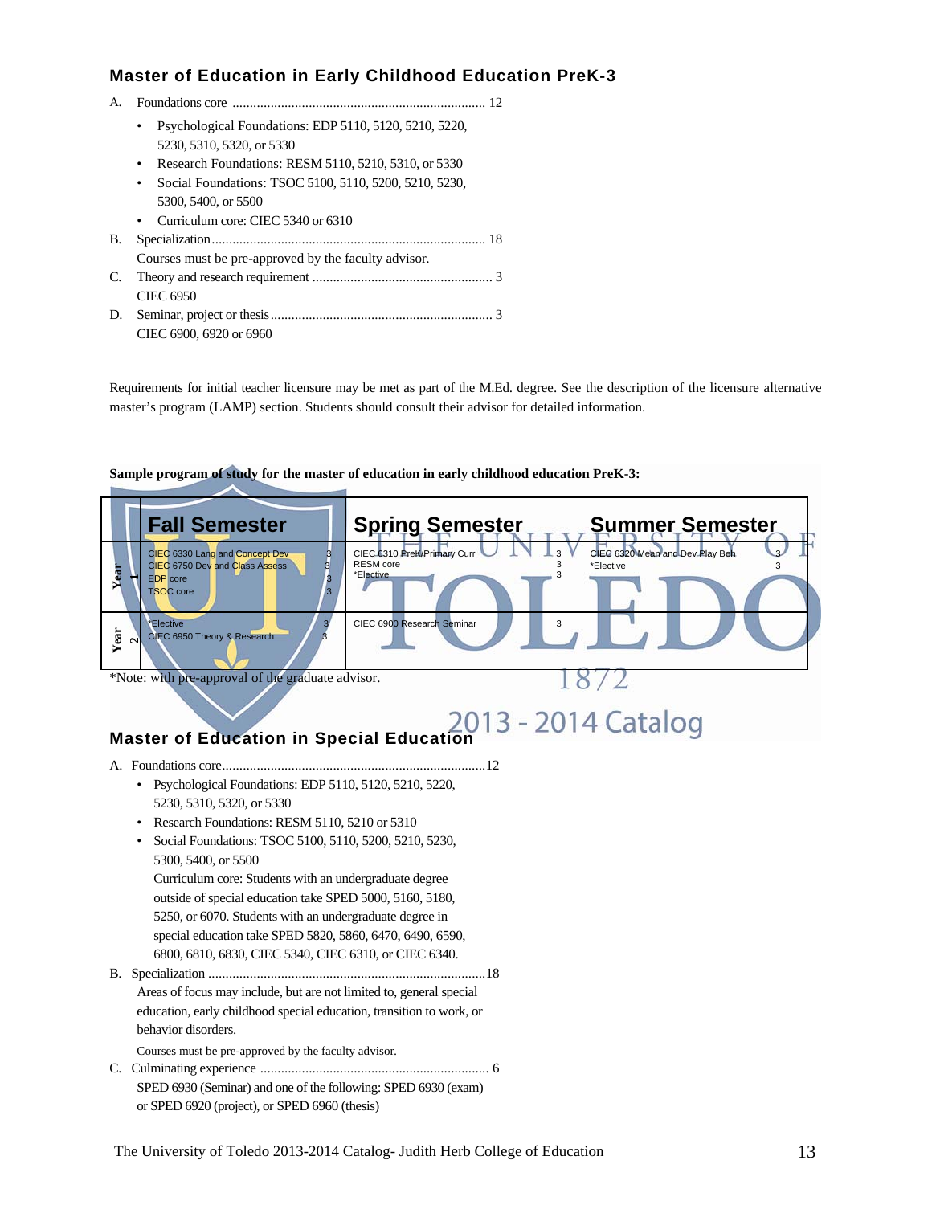### Master of Education in Early Childhood Education PreK-3

A. Foundations core ........................................................................ 12

- Psychological Foundations: EDP 5110, 5120, 5210, 5220, 5230, 5310, 5320, or 5330
- Research Foundations: RESM 5110, 5210, 5310, or 5330
- Social Foundations: TSOC 5100, 5110, 5200, 5210, 5230, 5300, 5400, or 5500
- Curriculum core: CIEC 5340 or 6310

B. Specialization.............................................................................. 18

Courses must be pre-approved by the faculty advisor.

C. Theory and research requirement .................................................... 3

CIEC 6950

D. Seminar, project or thesis................................................................ 3

CIEC 6900, 6920 or 6960

Requirements for initial teacher licensure may be met as part of the M.Ed. degree. See the description of the licensure alternative master's program (LAMP) section. Students should consult their advisor for detailed information.

**Sample program of study for the master of education in early childhood education PreK-3:**

| | Fall Semester | | Spring Semester | | Summer Semester | |
|---|---|---|---|---|---|---|
| Year 1 | CIEC 6330 Lang and Concept Dev<br>CIEC 6750 Dev and Class Assess<br>EDP core<br>TSOC core | 3<br>3<br>3<br>3 | CIEC 6310 PreK/Primary Curr<br>RESM core<br>*Elective | 3<br>3<br>3 | CIEC 6320 Mean and Dev Play Beh<br>*Elective | 3<br>3 |
| Year 2 | *Elective<br>CIEC 6950 Theory & Research | 3<br>3 | CIEC 6900 Research Seminar | 3 | | |

*Note: with pre-approval of the graduate advisor.

### Master of Education in Special Education

A. Foundations core........................................................................12

- Psychological Foundations: EDP 5110, 5120, 5210, 5220, 5230, 5310, 5320, or 5330
- Research Foundations: RESM 5110, 5210 or 5310
- Social Foundations: TSOC 5100, 5110, 5200, 5210, 5230, 5300, 5400, or 5500

  Curriculum core: Students with an undergraduate degree outside of special education take SPED 5000, 5160, 5180, 5250, or 6070. Students with an undergraduate degree in special education take SPED 5820, 5860, 6470, 6490, 6590, 6800, 6810, 6830, CIEC 5340, CIEC 6310, or CIEC 6340.

B. Specialization ..............................................................................18

Areas of focus may include, but are not limited to, general special education, early childhood special education, transition to work, or behavior disorders.

Courses must be pre-approved by the faculty advisor.

C. Culminating experience ................................................................ 6

SPED 6930 (Seminar) and one of the following: SPED 6930 (exam) or SPED 6920 (project), or SPED 6960 (thesis)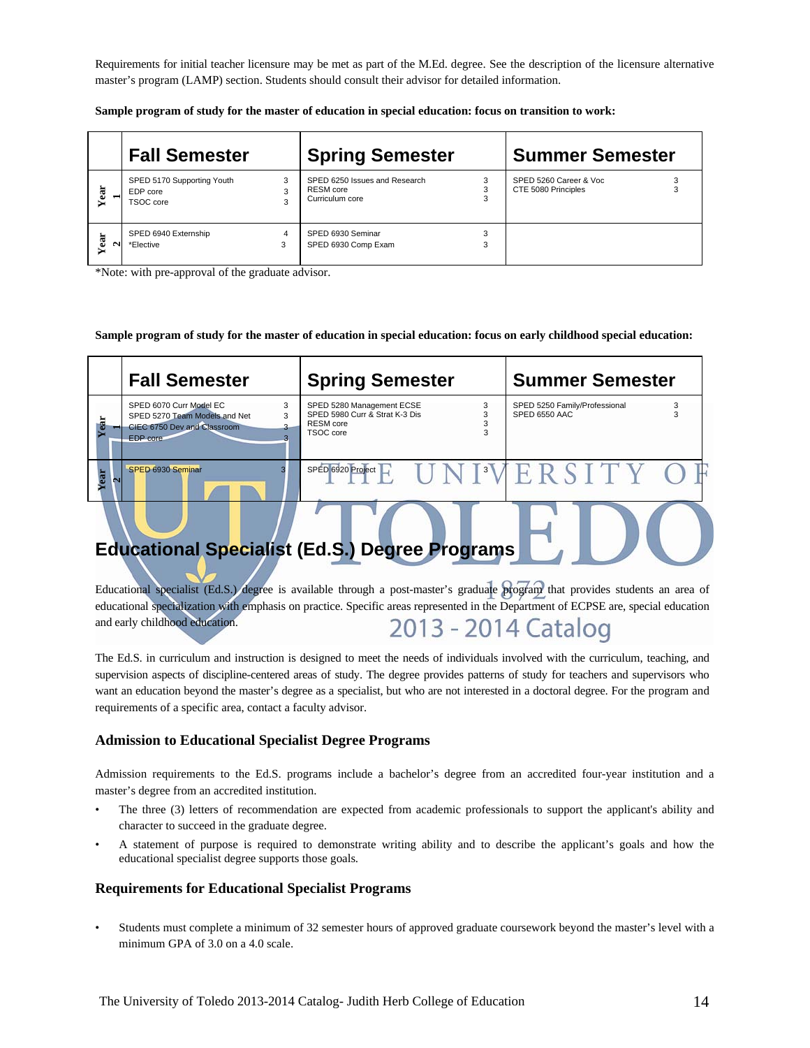Requirements for initial teacher licensure may be met as part of the M.Ed. degree. See the description of the licensure alternative master's program (LAMP) section. Students should consult their advisor for detailed information.

**Sample program of study for the master of education in special education: focus on transition to work:**

| | Fall Semester | | Spring Semester | | Summer Semester | |
|---|---|---|---|---|---|---|
| Year 1 | SPED 5170 Supporting Youth<br>EDP core<br>TSOC core | 3<br>3<br>3 | SPED 6250 Issues and Research<br>RESM core<br>Curriculum core | 3<br>3<br>3 | SPED 5260 Career & Voc<br>CTE 5080 Principles | 3<br>3 |
| Year 2 | SPED 6940 Externship<br>*Elective | 4<br>3 | SPED 6930 Seminar<br>SPED 6930 Comp Exam | 3<br>3 | | |

*Note: with pre-approval of the graduate advisor.

**Sample program of study for the master of education in special education: focus on early childhood special education:**

| | Fall Semester | | Spring Semester | | Summer Semester | |
|---|---|---|---|---|---|---|
| Year 1 | SPED 6070 Curr Model EC<br>SPED 5270 Team Models and Net<br>CIEC 6750 Dev and Classroom<br>EDP core | 3<br>3<br>3<br>3 | SPED 5280 Management ECSE<br>SPED 5980 Curr & Strat K-3 Dis<br>RESM core<br>TSOC core | 3<br>3<br>3<br>3 | SPED 5250 Family/Professional<br>SPED 6550 AAC | 3<br>3 |
| Year 2 | SPED 6930 Seminar | 3 | SPED 6920 Project | 3 | | |

## Educational Specialist (Ed.S.) Degree Programs

Educational specialist (Ed.S.) degree is available through a post-master's graduate program that provides students an area of educational specialization with emphasis on practice. Specific areas represented in the Department of ECPSE are, special education and early childhood education.

The Ed.S. in curriculum and instruction is designed to meet the needs of individuals involved with the curriculum, teaching, and supervision aspects of discipline-centered areas of study. The degree provides patterns of study for teachers and supervisors who want an education beyond the master's degree as a specialist, but who are not interested in a doctoral degree. For the program and requirements of a specific area, contact a faculty advisor.

### Admission to Educational Specialist Degree Programs

Admission requirements to the Ed.S. programs include a bachelor's degree from an accredited four-year institution and a master's degree from an accredited institution.

- The three (3) letters of recommendation are expected from academic professionals to support the applicant's ability and character to succeed in the graduate degree.
- A statement of purpose is required to demonstrate writing ability and to describe the applicant's goals and how the educational specialist degree supports those goals.

### Requirements for Educational Specialist Programs

- Students must complete a minimum of 32 semester hours of approved graduate coursework beyond the master's level with a minimum GPA of 3.0 on a 4.0 scale.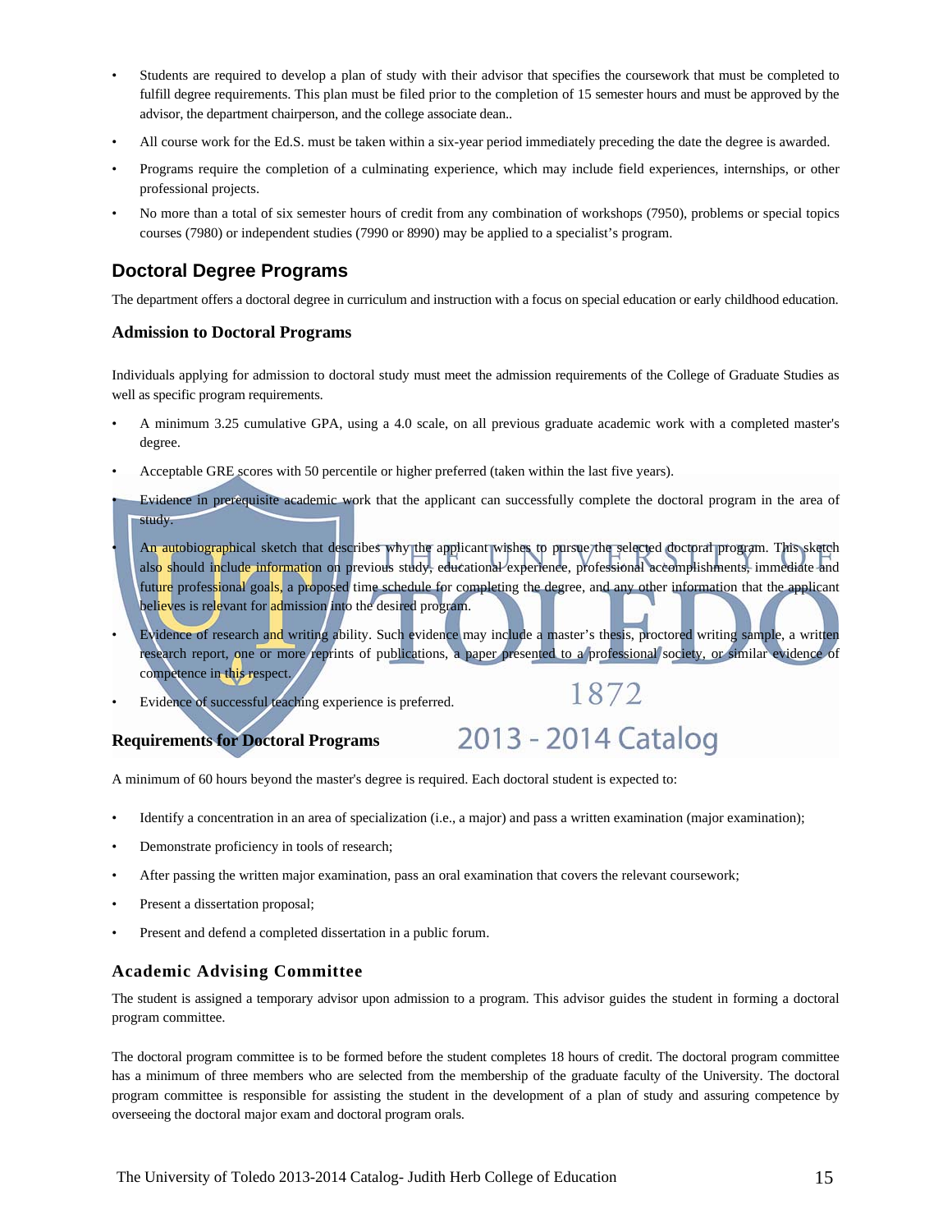- Students are required to develop a plan of study with their advisor that specifies the coursework that must be completed to fulfill degree requirements. This plan must be filed prior to the completion of 15 semester hours and must be approved by the advisor, the department chairperson, and the college associate dean..
- All course work for the Ed.S. must be taken within a six-year period immediately preceding the date the degree is awarded.
- Programs require the completion of a culminating experience, which may include field experiences, internships, or other professional projects.
- No more than a total of six semester hours of credit from any combination of workshops (7950), problems or special topics courses (7980) or independent studies (7990 or 8990) may be applied to a specialist's program.

## Doctoral Degree Programs

The department offers a doctoral degree in curriculum and instruction with a focus on special education or early childhood education.

### Admission to Doctoral Programs

Individuals applying for admission to doctoral study must meet the admission requirements of the College of Graduate Studies as well as specific program requirements.

- A minimum 3.25 cumulative GPA, using a 4.0 scale, on all previous graduate academic work with a completed master's degree.
- Acceptable GRE scores with 50 percentile or higher preferred (taken within the last five years).
- Evidence in prerequisite academic work that the applicant can successfully complete the doctoral program in the area of study.
- An autobiographical sketch that describes why the applicant wishes to pursue the selected doctoral program. This sketch also should include information on previous study, educational experience, professional accomplishments, immediate and future professional goals, a proposed time schedule for completing the degree, and any other information that the applicant believes is relevant for admission into the desired program.
- Evidence of research and writing ability. Such evidence may include a master's thesis, proctored writing sample, a written research report, one or more reprints of publications, a paper presented to a professional society, or similar evidence of competence in this respect.
- Evidence of successful teaching experience is preferred.

### Requirements for Doctoral Programs

A minimum of 60 hours beyond the master's degree is required. Each doctoral student is expected to:

- Identify a concentration in an area of specialization (i.e., a major) and pass a written examination (major examination);
- Demonstrate proficiency in tools of research;
- After passing the written major examination, pass an oral examination that covers the relevant coursework;
- Present a dissertation proposal;
- Present and defend a completed dissertation in a public forum.

### Academic Advising Committee

The student is assigned a temporary advisor upon admission to a program. This advisor guides the student in forming a doctoral program committee.

The doctoral program committee is to be formed before the student completes 18 hours of credit. The doctoral program committee has a minimum of three members who are selected from the membership of the graduate faculty of the University. The doctoral program committee is responsible for assisting the student in the development of a plan of study and assuring competence by overseeing the doctoral major exam and doctoral program orals.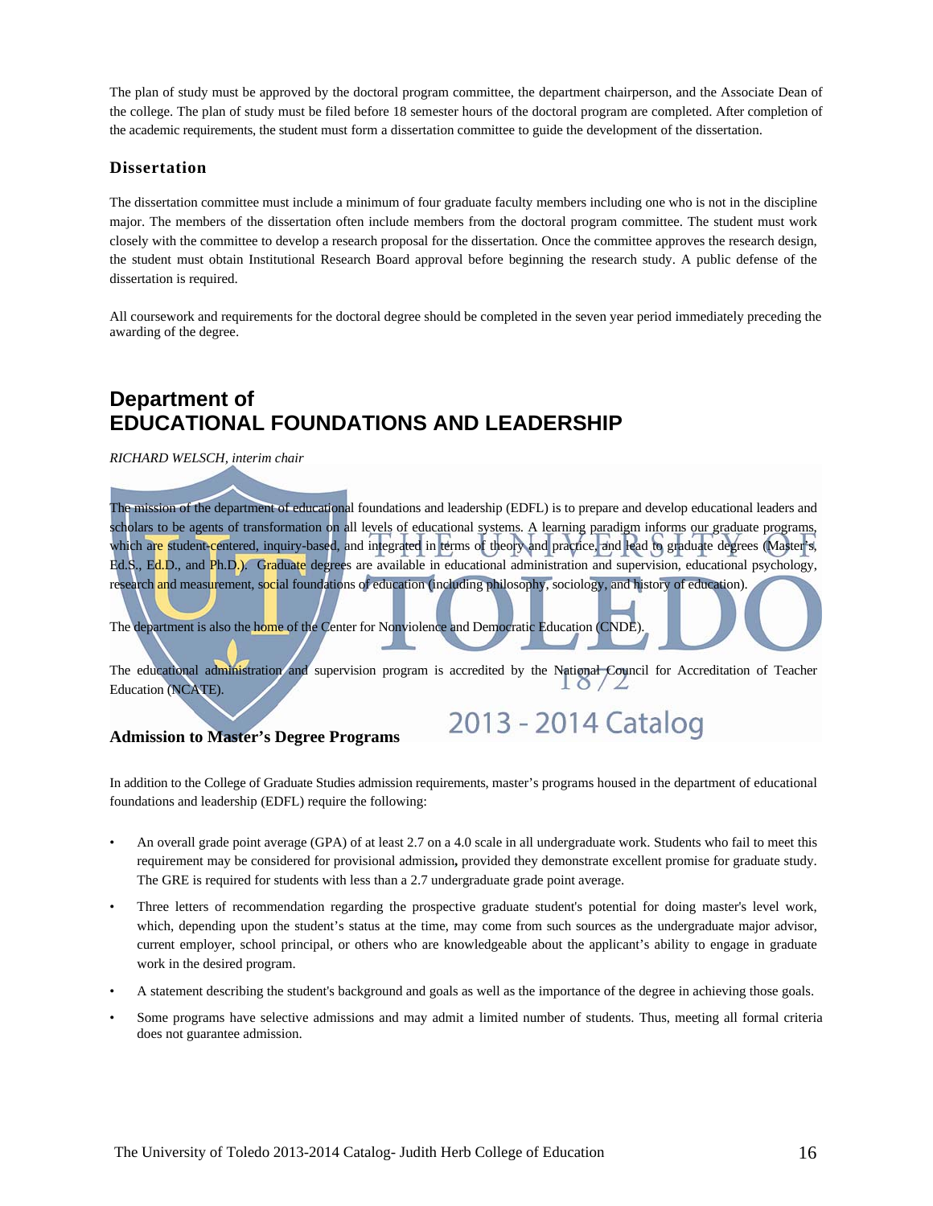The plan of study must be approved by the doctoral program committee, the department chairperson, and the Associate Dean of the college. The plan of study must be filed before 18 semester hours of the doctoral program are completed. After completion of the academic requirements, the student must form a dissertation committee to guide the development of the dissertation.

### Dissertation

The dissertation committee must include a minimum of four graduate faculty members including one who is not in the discipline major. The members of the dissertation often include members from the doctoral program committee. The student must work closely with the committee to develop a research proposal for the dissertation. Once the committee approves the research design, the student must obtain Institutional Research Board approval before beginning the research study. A public defense of the dissertation is required.

All coursework and requirements for the doctoral degree should be completed in the seven year period immediately preceding the awarding of the degree.

## Department of EDUCATIONAL FOUNDATIONS AND LEADERSHIP

*RICHARD WELSCH, interim chair*

The mission of the department of educational foundations and leadership (EDFL) is to prepare and develop educational leaders and scholars to be agents of transformation on all levels of educational systems. A learning paradigm informs our graduate programs, which are student-centered, inquiry-based, and integrated in terms of theory and practice, and lead to graduate degrees (Master's, Ed.S., Ed.D., and Ph.D.). Graduate degrees are available in educational administration and supervision, educational psychology, research and measurement, social foundations of education (including philosophy, sociology, and history of education).

The department is also the home of the Center for Nonviolence and Democratic Education (CNDE).

The educational administration and supervision program is accredited by the National Council for Accreditation of Teacher Education (NCATE).

### Admission to Master's Degree Programs

In addition to the College of Graduate Studies admission requirements, master's programs housed in the department of educational foundations and leadership (EDFL) require the following:

- An overall grade point average (GPA) of at least 2.7 on a 4.0 scale in all undergraduate work. Students who fail to meet this requirement may be considered for provisional admission**,** provided they demonstrate excellent promise for graduate study. The GRE is required for students with less than a 2.7 undergraduate grade point average.
- Three letters of recommendation regarding the prospective graduate student's potential for doing master's level work, which, depending upon the student's status at the time, may come from such sources as the undergraduate major advisor, current employer, school principal, or others who are knowledgeable about the applicant's ability to engage in graduate work in the desired program.
- A statement describing the student's background and goals as well as the importance of the degree in achieving those goals.
- Some programs have selective admissions and may admit a limited number of students. Thus, meeting all formal criteria does not guarantee admission.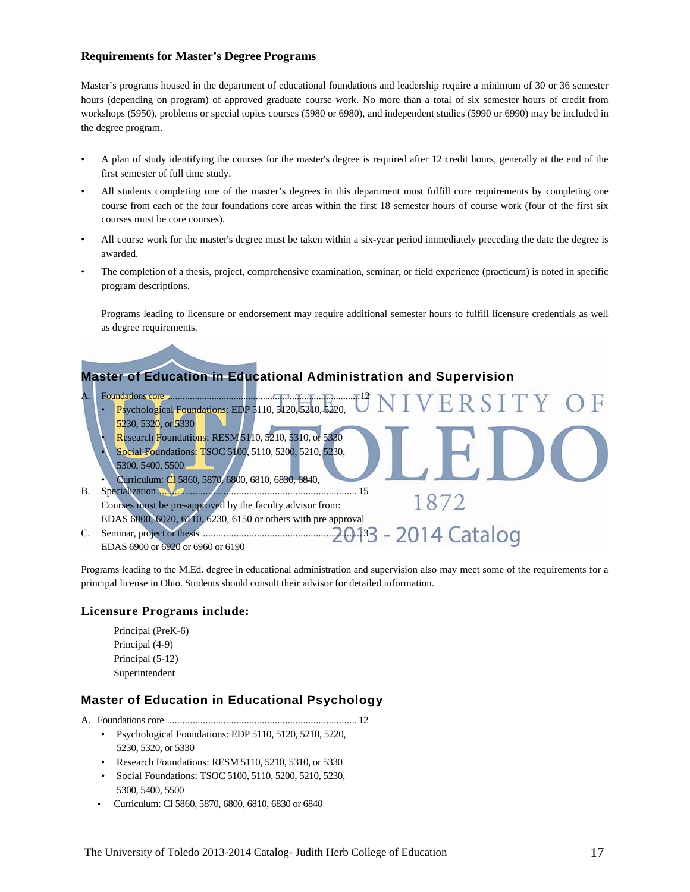### Requirements for Master's Degree Programs

Master's programs housed in the department of educational foundations and leadership require a minimum of 30 or 36 semester hours (depending on program) of approved graduate course work. No more than a total of six semester hours of credit from workshops (5950), problems or special topics courses (5980 or 6980), and independent studies (5990 or 6990) may be included in the degree program.

- A plan of study identifying the courses for the master's degree is required after 12 credit hours, generally at the end of the first semester of full time study.
- All students completing one of the master's degrees in this department must fulfill core requirements by completing one course from each of the four foundations core areas within the first 18 semester hours of course work (four of the first six courses must be core courses).
- All course work for the master's degree must be taken within a six-year period immediately preceding the date the degree is awarded.
- The completion of a thesis, project, comprehensive examination, seminar, or field experience (practicum) is noted in specific program descriptions.

  Programs leading to licensure or endorsement may require additional semester hours to fulfill licensure credentials as well as degree requirements.

## Master of Education in Educational Administration and Supervision

A. Foundations core ........................................................................ 12
- Psychological Foundations: EDP 5110, 5120, 5210, 5220, 5230, 5320, or 5330
- Research Foundations: RESM 5110, 5210, 5310, or 5330
- Social Foundations: TSOC 5100, 5110, 5200, 5210, 5230, 5300, 5400, 5500
- Curriculum: CI 5860, 5870, 6800, 6810, 6830, 6840,

B. Specialization ........................................................................ 15
Courses must be pre-approved by the faculty advisor from:
EDAS 6000, 6020, 6110, 6230, 6150 or others with pre approval

C. Seminar, project or thesis ........................................................ 3
EDAS 6900 or 6920 or 6960 or 6190

Programs leading to the M.Ed. degree in educational administration and supervision also may meet some of the requirements for a principal license in Ohio. Students should consult their advisor for detailed information.

### Licensure Programs include:

Principal (PreK-6)
Principal (4-9)
Principal (5-12)
Superintendent

## Master of Education in Educational Psychology

A. Foundations core ........................................................................ 12
- Psychological Foundations: EDP 5110, 5120, 5210, 5220, 5230, 5320, or 5330
- Research Foundations: RESM 5110, 5210, 5310, or 5330
- Social Foundations: TSOC 5100, 5110, 5200, 5210, 5230, 5300, 5400, 5500
- Curriculum: CI 5860, 5870, 6800, 6810, 6830 or 6840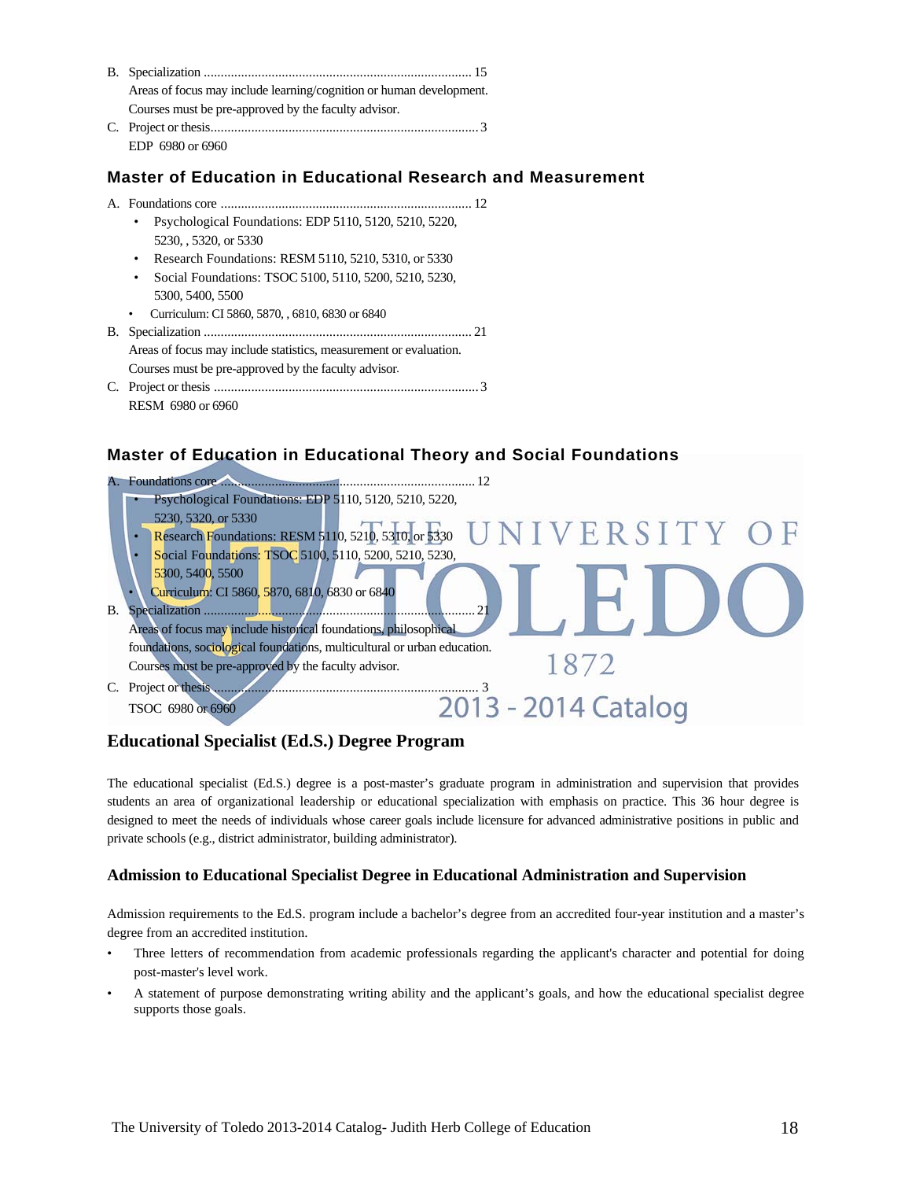B. Specialization ............................................................................... 15
Areas of focus may include learning/cognition or human development. Courses must be pre-approved by the faculty advisor.

C. Project or thesis.............................................................................. 3
EDP 6980 or 6960

## Master of Education in Educational Research and Measurement

A. Foundations core ......................................................................... 12
- Psychological Foundations: EDP 5110, 5120, 5210, 5220, 5230, , 5320, or 5330
- Research Foundations: RESM 5110, 5210, 5310, or 5330
- Social Foundations: TSOC 5100, 5110, 5200, 5210, 5230, 5300, 5400, 5500
- Curriculum: CI 5860, 5870, , 6810, 6830 or 6840

B. Specialization ............................................................................... 21
Areas of focus may include statistics, measurement or evaluation. Courses must be pre-approved by the faculty advisor.

C. Project or thesis ............................................................................. 3
RESM 6980 or 6960

## Master of Education in Educational Theory and Social Foundations

A. Foundations core ......................................................................... 12
- Psychological Foundations: EDP 5110, 5120, 5210, 5220, 5230, 5320, or 5330
- Research Foundations: RESM 5110, 5210, 5310, or 5330
- Social Foundations: TSOC 5100, 5110, 5200, 5210, 5230, 5300, 5400, 5500
- Curriculum: CI 5860, 5870, 6810, 6830 or 6840

B. Specialization ............................................................................... 21
Areas of focus may include historical foundations, philosophical foundations, sociological foundations, multicultural or urban education. Courses must be pre-approved by the faculty advisor.

C. Project or thesis ............................................................................. 3
TSOC 6980 or 6960

## Educational Specialist (Ed.S.) Degree Program

The educational specialist (Ed.S.) degree is a post-master's graduate program in administration and supervision that provides students an area of organizational leadership or educational specialization with emphasis on practice. This 36 hour degree is designed to meet the needs of individuals whose career goals include licensure for advanced administrative positions in public and private schools (e.g., district administrator, building administrator).

### Admission to Educational Specialist Degree in Educational Administration and Supervision

Admission requirements to the Ed.S. program include a bachelor's degree from an accredited four-year institution and a master's degree from an accredited institution.

- Three letters of recommendation from academic professionals regarding the applicant's character and potential for doing post-master's level work.
- A statement of purpose demonstrating writing ability and the applicant's goals, and how the educational specialist degree supports those goals.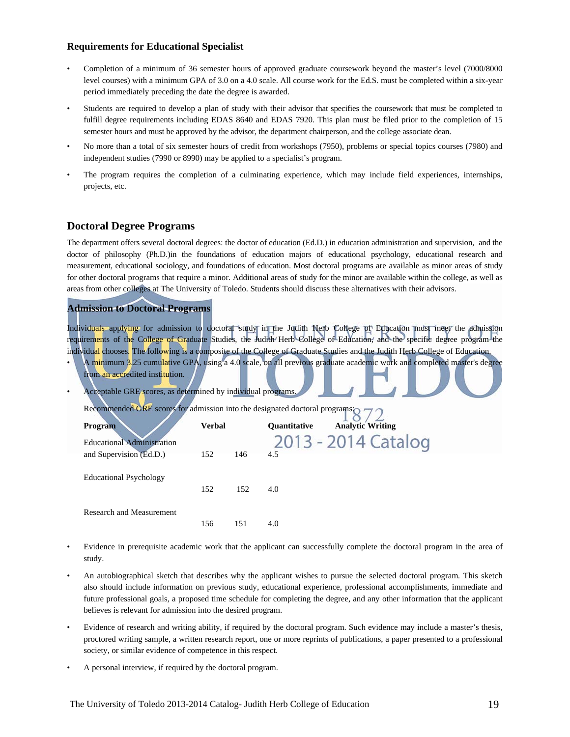### Requirements for Educational Specialist

- Completion of a minimum of 36 semester hours of approved graduate coursework beyond the master's level (7000/8000 level courses) with a minimum GPA of 3.0 on a 4.0 scale. All course work for the Ed.S. must be completed within a six-year period immediately preceding the date the degree is awarded.
- Students are required to develop a plan of study with their advisor that specifies the coursework that must be completed to fulfill degree requirements including EDAS 8640 and EDAS 7920. This plan must be filed prior to the completion of 15 semester hours and must be approved by the advisor, the department chairperson, and the college associate dean.
- No more than a total of six semester hours of credit from workshops (7950), problems or special topics courses (7980) and independent studies (7990 or 8990) may be applied to a specialist's program.
- The program requires the completion of a culminating experience, which may include field experiences, internships, projects, etc.

## Doctoral Degree Programs

The department offers several doctoral degrees: the doctor of education (Ed.D.) in education administration and supervision, and the doctor of philosophy (Ph.D.)in the foundations of education majors of educational psychology, educational research and measurement, educational sociology, and foundations of education. Most doctoral programs are available as minor areas of study for other doctoral programs that require a minor. Additional areas of study for the minor are available within the college, as well as areas from other colleges at The University of Toledo. Students should discuss these alternatives with their advisors.

### Admission to Doctoral Programs

Individuals applying for admission to doctoral study in the Judith Herb College of Education must meet the admission requirements of the College of Graduate Studies, the Judith Herb College of Education, and the specific degree program the individual chooses. The following is a composite of the College of Graduate Studies and the Judith Herb College of Education.

- A minimum 3.25 cumulative GPA, using a 4.0 scale, on all previous graduate academic work and completed master's degree from an accredited institution.
- Acceptable GRE scores, as determined by individual programs.

  Recommended GRE scores for admission into the designated doctoral programs:

| Program | Verbal | Quantitative | Analytic Writing |
|---|---|---|---|
| Educational Administration and Supervision (Ed.D.) | 152 | 146 | 4.5 |
| Educational Psychology | 152 | 152 | 4.0 |
| Research and Measurement | 156 | 151 | 4.0 |

- Evidence in prerequisite academic work that the applicant can successfully complete the doctoral program in the area of study.
- An autobiographical sketch that describes why the applicant wishes to pursue the selected doctoral program. This sketch also should include information on previous study, educational experience, professional accomplishments, immediate and future professional goals, a proposed time schedule for completing the degree, and any other information that the applicant believes is relevant for admission into the desired program.
- Evidence of research and writing ability, if required by the doctoral program. Such evidence may include a master's thesis, proctored writing sample, a written research report, one or more reprints of publications, a paper presented to a professional society, or similar evidence of competence in this respect.
- A personal interview, if required by the doctoral program.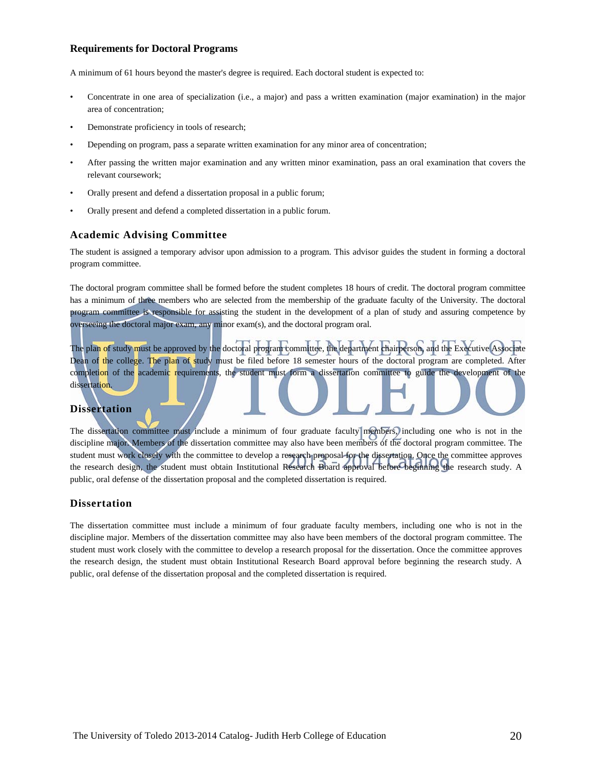## Requirements for Doctoral Programs

A minimum of 61 hours beyond the master's degree is required. Each doctoral student is expected to:

- Concentrate in one area of specialization (i.e., a major) and pass a written examination (major examination) in the major area of concentration;
- Demonstrate proficiency in tools of research;
- Depending on program, pass a separate written examination for any minor area of concentration;
- After passing the written major examination and any written minor examination, pass an oral examination that covers the relevant coursework;
- Orally present and defend a dissertation proposal in a public forum;
- Orally present and defend a completed dissertation in a public forum.

## Academic Advising Committee

The student is assigned a temporary advisor upon admission to a program. This advisor guides the student in forming a doctoral program committee.

The doctoral program committee shall be formed before the student completes 18 hours of credit. The doctoral program committee has a minimum of three members who are selected from the membership of the graduate faculty of the University. The doctoral program committee is responsible for assisting the student in the development of a plan of study and assuring competence by overseeing the doctoral major exam, any minor exam(s), and the doctoral program oral.

The plan of study must be approved by the doctoral program committee, the department chairperson, and the Executive Associate Dean of the college. The plan of study must be filed before 18 semester hours of the doctoral program are completed. After completion of the academic requirements, the student must form a dissertation committee to guide the development of the dissertation.

## Dissertation

The dissertation committee must include a minimum of four graduate faculty members, including one who is not in the discipline major. Members of the dissertation committee may also have been members of the doctoral program committee. The student must work closely with the committee to develop a research proposal for the dissertation. Once the committee approves the research design, the student must obtain Institutional Research Board approval before beginning the research study. A public, oral defense of the dissertation proposal and the completed dissertation is required.

## Dissertation

The dissertation committee must include a minimum of four graduate faculty members, including one who is not in the discipline major. Members of the dissertation committee may also have been members of the doctoral program committee. The student must work closely with the committee to develop a research proposal for the dissertation. Once the committee approves the research design, the student must obtain Institutional Research Board approval before beginning the research study. A public, oral defense of the dissertation proposal and the completed dissertation is required.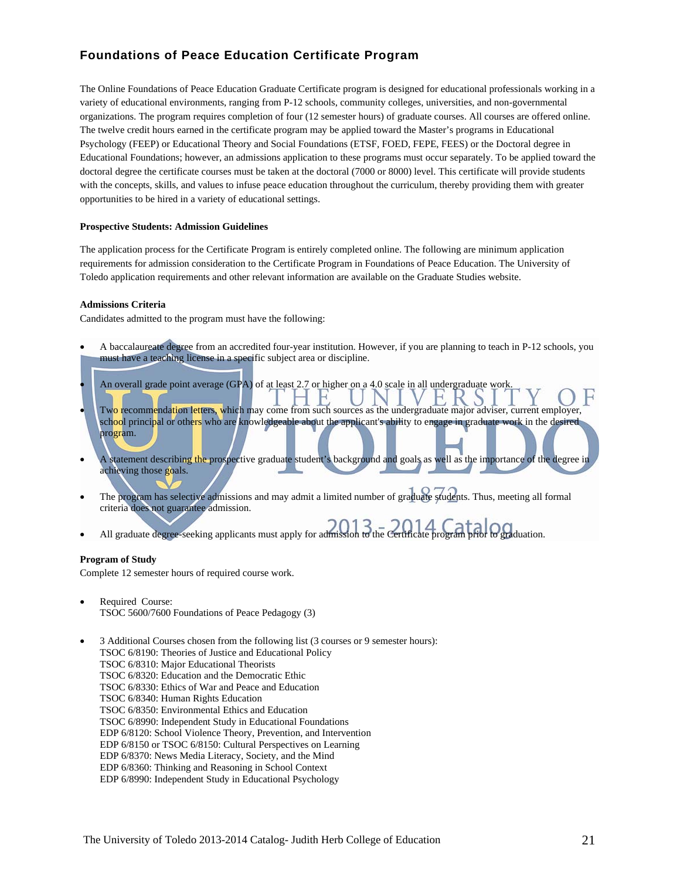## Foundations of Peace Education Certificate Program

The Online Foundations of Peace Education Graduate Certificate program is designed for educational professionals working in a variety of educational environments, ranging from P-12 schools, community colleges, universities, and non-governmental organizations. The program requires completion of four (12 semester hours) of graduate courses. All courses are offered online. The twelve credit hours earned in the certificate program may be applied toward the Master's programs in Educational Psychology (FEEP) or Educational Theory and Social Foundations (ETSF, FOED, FEPE, FEES) or the Doctoral degree in Educational Foundations; however, an admissions application to these programs must occur separately. To be applied toward the doctoral degree the certificate courses must be taken at the doctoral (7000 or 8000) level. This certificate will provide students with the concepts, skills, and values to infuse peace education throughout the curriculum, thereby providing them with greater opportunities to be hired in a variety of educational settings.

**Prospective Students: Admission Guidelines**

The application process for the Certificate Program is entirely completed online. The following are minimum application requirements for admission consideration to the Certificate Program in Foundations of Peace Education. The University of Toledo application requirements and other relevant information are available on the Graduate Studies website.

**Admissions Criteria**

Candidates admitted to the program must have the following:

- A baccalaureate degree from an accredited four-year institution. However, if you are planning to teach in P-12 schools, you must have a teaching license in a specific subject area or discipline.
- An overall grade point average (GPA) of at least 2.7 or higher on a 4.0 scale in all undergraduate work.
- Two recommendation letters, which may come from such sources as the undergraduate major adviser, current employer, school principal or others who are knowledgeable about the applicant's ability to engage in graduate work in the desired program.
- A statement describing the prospective graduate student's background and goals as well as the importance of the degree in achieving those goals.
- The program has selective admissions and may admit a limited number of graduate students. Thus, meeting all formal criteria does not guarantee admission.
- All graduate degree-seeking applicants must apply for admission to the Certificate program prior to graduation.

**Program of Study**

Complete 12 semester hours of required course work.

- Required Course:
  TSOC 5600/7600 Foundations of Peace Pedagogy (3)
- 3 Additional Courses chosen from the following list (3 courses or 9 semester hours):
  TSOC 6/8190: Theories of Justice and Educational Policy
  TSOC 6/8310: Major Educational Theorists
  TSOC 6/8320: Education and the Democratic Ethic
  TSOC 6/8330: Ethics of War and Peace and Education
  TSOC 6/8340: Human Rights Education
  TSOC 6/8350: Environmental Ethics and Education
  TSOC 6/8990: Independent Study in Educational Foundations
  EDP 6/8120: School Violence Theory, Prevention, and Intervention
  EDP 6/8150 or TSOC 6/8150: Cultural Perspectives on Learning
  EDP 6/8370: News Media Literacy, Society, and the Mind
  EDP 6/8360: Thinking and Reasoning in School Context
  EDP 6/8990: Independent Study in Educational Psychology